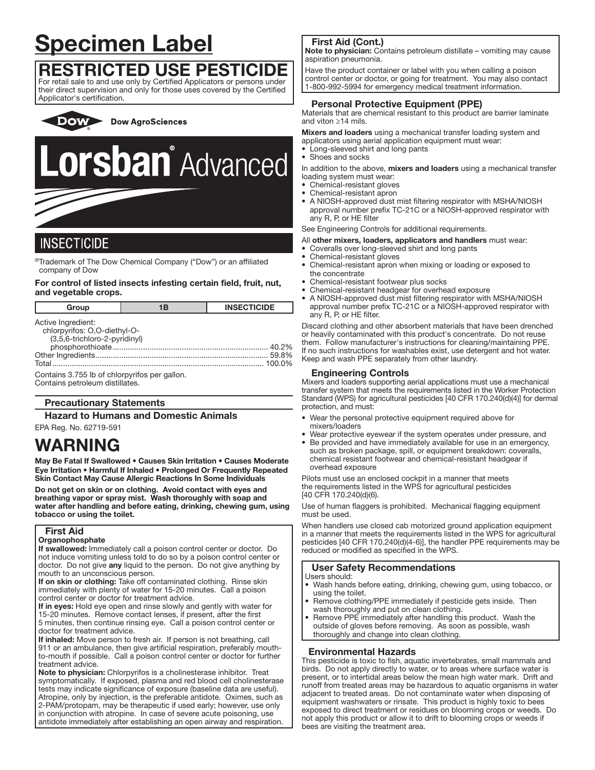# Specimen Label

## RESTRICTED USE PESTICIDE

For retail sale to and use only by Certified Applicators or persons under their direct supervision and only for those uses covered by the Certified Applicator's certification.

Dow AgroSciences

# Lorsban® Advanced

## INSECTICIDE

®Trademark of The Dow Chemical Company ("Dow") or an affiliated company of Dow

**For control of listed insects infesting certain field, fruit, nut, and vegetable crops.**

| Group | 1B | INSECTICIDE |
|---|---|---|

Active Ingredient:
chlorpyrifos: O,O-diethyl-O-(3,5,6-trichloro-2-pyridinyl) phosphorothioate ........ 40.2%
Other Ingredients ........ 59.8%
Total ........ 100.0%

Contains 3.755 lb of chlorpyrifos per gallon.
Contains petroleum distillates.

### Precautionary Statements

### Hazard to Humans and Domestic Animals

EPA Reg. No. 62719-591

# WARNING

**May Be Fatal If Swallowed • Causes Skin Irritation • Causes Moderate Eye Irritation • Harmful If Inhaled • Prolonged Or Frequently Repeated Skin Contact May Cause Allergic Reactions In Some Individuals**

**Do not get on skin or on clothing. Avoid contact with eyes and breathing vapor or spray mist. Wash thoroughly with soap and water after handling and before eating, drinking, chewing gum, using tobacco or using the toilet.**

### First Aid

**Organophosphate**

**If swallowed:** Immediately call a poison control center or doctor. Do not induce vomiting unless told to do so by a poison control center or doctor. Do not give **any** liquid to the person. Do not give anything by mouth to an unconscious person.

**If on skin or clothing:** Take off contaminated clothing. Rinse skin immediately with plenty of water for 15-20 minutes. Call a poison control center or doctor for treatment advice.

**If in eyes:** Hold eye open and rinse slowly and gently with water for 15-20 minutes. Remove contact lenses, if present, after the first 5 minutes, then continue rinsing eye. Call a poison control center or doctor for treatment advice.

**If inhaled:** Move person to fresh air. If person is not breathing, call 911 or an ambulance, then give artificial respiration, preferably mouth-to-mouth if possible. Call a poison control center or doctor for further treatment advice.

**Note to physician:** Chlorpyrifos is a cholinesterase inhibitor. Treat symptomatically. If exposed, plasma and red blood cell cholinesterase tests may indicate significance of exposure (baseline data are useful). Atropine, only by injection, is the preferable antidote. Oximes, such as 2-PAM/protopam, may be therapeutic if used early; however, use only in conjunction with atropine. In case of severe acute poisoning, use antidote immediately after establishing an open airway and respiration.

### First Aid (Cont.)

**Note to physician:** Contains petroleum distillate – vomiting may cause aspiration pneumonia.

Have the product container or label with you when calling a poison control center or doctor, or going for treatment. You may also contact 1-800-992-5994 for emergency medical treatment information.

### Personal Protective Equipment (PPE)

Materials that are chemical resistant to this product are barrier laminate and viton ≥14 mils.

**Mixers and loaders** using a mechanical transfer loading system and applicators using aerial application equipment must wear:
- Long-sleeved shirt and long pants
- Shoes and socks

In addition to the above, **mixers and loaders** using a mechanical transfer loading system must wear:
- Chemical-resistant gloves
- Chemical-resistant apron
- A NIOSH-approved dust mist filtering respirator with MSHA/NIOSH approval number prefix TC-21C or a NIOSH-approved respirator with any R, P, or HE filter

See Engineering Controls for additional requirements.

All **other mixers, loaders, applicators and handlers** must wear:
- Coveralls over long-sleeved shirt and long pants
- Chemical-resistant gloves
- Chemical-resistant apron when mixing or loading or exposed to the concentrate
- Chemical-resistant footwear plus socks
- Chemical-resistant headgear for overhead exposure
- A NIOSH-approved dust mist filtering respirator with MSHA/NIOSH approval number prefix TC-21C or a NIOSH-approved respirator with any R, P, or HE filter.

Discard clothing and other absorbent materials that have been drenched or heavily contaminated with this product's concentrate. Do not reuse them. Follow manufacturer's instructions for cleaning/maintaining PPE. If no such instructions for washables exist, use detergent and hot water. Keep and wash PPE separately from other laundry.

### Engineering Controls

Mixers and loaders supporting aerial applications must use a mechanical transfer system that meets the requirements listed in the Worker Protection Standard (WPS) for agricultural pesticides [40 CFR 170.240(d)(4)] for dermal protection, and must:

- Wear the personal protective equipment required above for mixers/loaders
- Wear protective eyewear if the system operates under pressure, and
- Be provided and have immediately available for use in an emergency, such as broken package, spill, or equipment breakdown: coveralls, chemical resistant footwear and chemical-resistant headgear if overhead exposure

Pilots must use an enclosed cockpit in a manner that meets the requirements listed in the WPS for agricultural pesticides [40 CFR 170.240(d)(6).

Use of human flaggers is prohibited. Mechanical flagging equipment must be used.

When handlers use closed cab motorized ground application equipment in a manner that meets the requirements listed in the WPS for agricultural pesticides [40 CFR 170.240(d)(4-6)], the handler PPE requirements may be reduced or modified as specified in the WPS.

### User Safety Recommendations

Users should:
- Wash hands before eating, drinking, chewing gum, using tobacco, or using the toilet.
- Remove clothing/PPE immediately if pesticide gets inside. Then wash thoroughly and put on clean clothing.
- Remove PPE immediately after handling this product. Wash the outside of gloves before removing. As soon as possible, wash thoroughly and change into clean clothing.

### Environmental Hazards

This pesticide is toxic to fish, aquatic invertebrates, small mammals and birds. Do not apply directly to water, or to areas where surface water is present, or to intertidal areas below the mean high water mark. Drift and runoff from treated areas may be hazardous to aquatic organisms in water adjacent to treated areas. Do not contaminate water when disposing of equipment washwaters or rinsate. This product is highly toxic to bees exposed to direct treatment or residues on blooming crops or weeds. Do not apply this product or allow it to drift to blooming crops or weeds if bees are visiting the treatment area.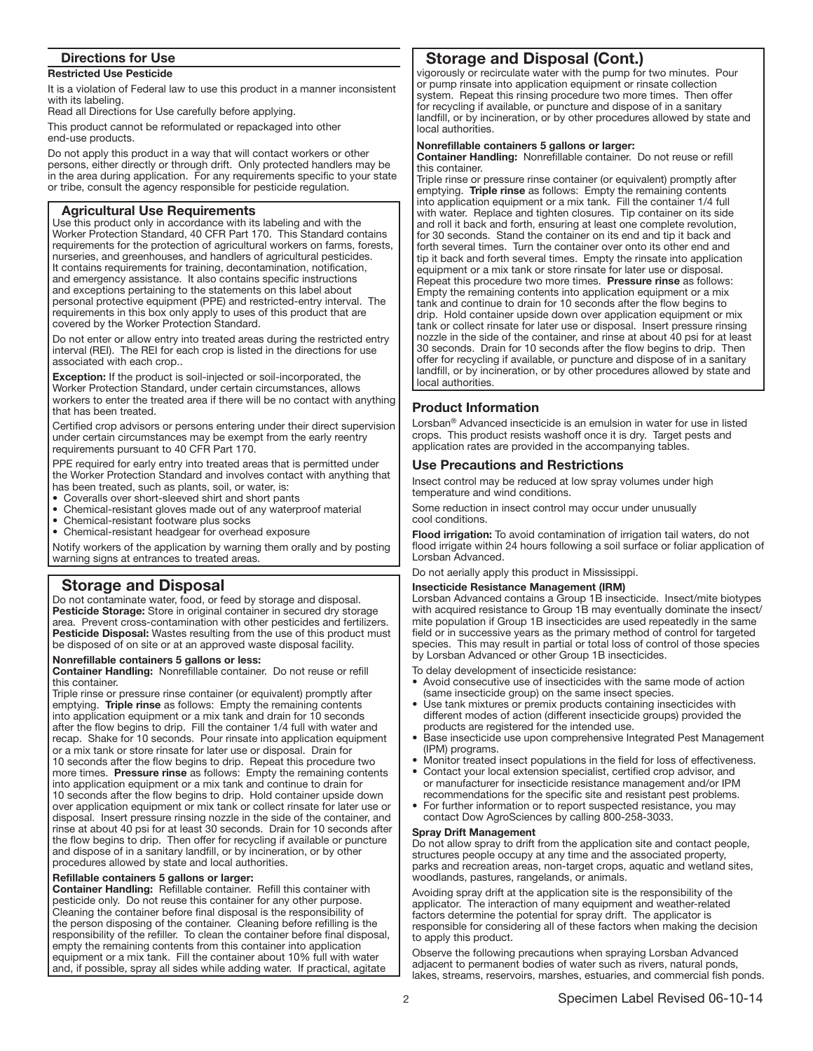## Directions for Use

**Restricted Use Pesticide**

It is a violation of Federal law to use this product in a manner inconsistent with its labeling.
Read all Directions for Use carefully before applying.

This product cannot be reformulated or repackaged into other end-use products.

Do not apply this product in a way that will contact workers or other persons, either directly or through drift. Only protected handlers may be in the area during application. For any requirements specific to your state or tribe, consult the agency responsible for pesticide regulation.

### Agricultural Use Requirements

Use this product only in accordance with its labeling and with the Worker Protection Standard, 40 CFR Part 170. This Standard contains requirements for the protection of agricultural workers on farms, forests, nurseries, and greenhouses, and handlers of agricultural pesticides. It contains requirements for training, decontamination, notification, and emergency assistance. It also contains specific instructions and exceptions pertaining to the statements on this label about personal protective equipment (PPE) and restricted-entry interval. The requirements in this box only apply to uses of this product that are covered by the Worker Protection Standard.

Do not enter or allow entry into treated areas during the restricted entry interval (REI). The REI for each crop is listed in the directions for use associated with each crop..

**Exception:** If the product is soil-injected or soil-incorporated, the Worker Protection Standard, under certain circumstances, allows workers to enter the treated area if there will be no contact with anything that has been treated.

Certified crop advisors or persons entering under their direct supervision under certain circumstances may be exempt from the early reentry requirements pursuant to 40 CFR Part 170.

PPE required for early entry into treated areas that is permitted under the Worker Protection Standard and involves contact with anything that has been treated, such as plants, soil, or water, is:

- Coveralls over short-sleeved shirt and short pants
- Chemical-resistant gloves made out of any waterproof material
- Chemical-resistant footware plus socks
- Chemical-resistant headgear for overhead exposure

Notify workers of the application by warning them orally and by posting warning signs at entrances to treated areas.

## Storage and Disposal

Do not contaminate water, food, or feed by storage and disposal.
**Pesticide Storage:** Store in original container in secured dry storage area. Prevent cross-contamination with other pesticides and fertilizers.
**Pesticide Disposal:** Wastes resulting from the use of this product must be disposed of on site or at an approved waste disposal facility.

**Nonrefillable containers 5 gallons or less:**
**Container Handling:** Nonrefillable container. Do not reuse or refill this container.
Triple rinse or pressure rinse container (or equivalent) promptly after emptying. **Triple rinse** as follows: Empty the remaining contents into application equipment or a mix tank and drain for 10 seconds after the flow begins to drip. Fill the container 1/4 full with water and recap. Shake for 10 seconds. Pour rinsate into application equipment or a mix tank or store rinsate for later use or disposal. Drain for 10 seconds after the flow begins to drip. Repeat this procedure two more times. **Pressure rinse** as follows: Empty the remaining contents into application equipment or a mix tank and continue to drain for 10 seconds after the flow begins to drip. Hold container upside down over application equipment or mix tank or collect rinsate for later use or disposal. Insert pressure rinsing nozzle in the side of the container, and rinse at about 40 psi for at least 30 seconds. Drain for 10 seconds after the flow begins to drip. Then offer for recycling if available or puncture and dispose of in a sanitary landfill, or by incineration, or by other procedures allowed by state and local authorities.

**Refillable containers 5 gallons or larger:**
**Container Handling:** Refillable container. Refill this container with pesticide only. Do not reuse this container for any other purpose. Cleaning the container before final disposal is the responsibility of the person disposing of the container. Cleaning before refilling is the responsibility of the refiller. To clean the container before final disposal, empty the remaining contents from this container into application equipment or a mix tank. Fill the container about 10% full with water and, if possible, spray all sides while adding water. If practical, agitate vigorously or recirculate water with the pump for two minutes. Pour or pump rinsate into application equipment or rinsate collection system. Repeat this rinsing procedure two more times. Then offer for recycling if available, or puncture and dispose of in a sanitary landfill, or by incineration, or by other procedures allowed by state and local authorities.

**Nonrefillable containers 5 gallons or larger:**
**Container Handling:** Nonrefillable container. Do not reuse or refill this container.
Triple rinse or pressure rinse container (or equivalent) promptly after emptying. **Triple rinse** as follows: Empty the remaining contents into application equipment or a mix tank. Fill the container 1/4 full with water. Replace and tighten closures. Tip container on its side and roll it back and forth, ensuring at least one complete revolution, for 30 seconds. Stand the container on its end and tip it back and forth several times. Turn the container over onto its other end and tip it back and forth several times. Empty the rinsate into application equipment or a mix tank or store rinsate for later use or disposal. Repeat this procedure two more times. **Pressure rinse** as follows: Empty the remaining contents into application equipment or a mix tank and continue to drain for 10 seconds after the flow begins to drip. Hold container upside down over application equipment or mix tank or collect rinsate for later use or disposal. Insert pressure rinsing nozzle in the side of the container, and rinse at about 40 psi for at least 30 seconds. Drain for 10 seconds after the flow begins to drip. Then offer for recycling if available, or puncture and dispose of in a sanitary landfill, or by incineration, or by other procedures allowed by state and local authorities.

## Product Information

Lorsban® Advanced insecticide is an emulsion in water for use in listed crops. This product resists washoff once it is dry. Target pests and application rates are provided in the accompanying tables.

## Use Precautions and Restrictions

Insect control may be reduced at low spray volumes under high temperature and wind conditions.

Some reduction in insect control may occur under unusually cool conditions.

**Flood irrigation:** To avoid contamination of irrigation tail waters, do not flood irrigate within 24 hours following a soil surface or foliar application of Lorsban Advanced.

Do not aerially apply this product in Mississippi.

**Insecticide Resistance Management (IRM)**

Lorsban Advanced contains a Group 1B insecticide. Insect/mite biotypes with acquired resistance to Group 1B may eventually dominate the insect/mite population if Group 1B insecticides are used repeatedly in the same field or in successive years as the primary method of control for targeted species. This may result in partial or total loss of control of those species by Lorsban Advanced or other Group 1B insecticides.

To delay development of insecticide resistance:

- Avoid consecutive use of insecticides with the same mode of action (same insecticide group) on the same insect species.
- Use tank mixtures or premix products containing insecticides with different modes of action (different insecticide groups) provided the products are registered for the intended use.
- Base insecticide use upon comprehensive Integrated Pest Management (IPM) programs.
- Monitor treated insect populations in the field for loss of effectiveness.
- Contact your local extension specialist, certified crop advisor, and or manufacturer for insecticide resistance management and/or IPM recommendations for the specific site and resistant pest problems.
- For further information or to report suspected resistance, you may contact Dow AgroSciences by calling 800-258-3033.

**Spray Drift Management**

Do not allow spray to drift from the application site and contact people, structures people occupy at any time and the associated property, parks and recreation areas, non-target crops, aquatic and wetland sites, woodlands, pastures, rangelands, or animals.

Avoiding spray drift at the application site is the responsibility of the applicator. The interaction of many equipment and weather-related factors determine the potential for spray drift. The applicator is responsible for considering all of these factors when making the decision to apply this product.

Observe the following precautions when spraying Lorsban Advanced adjacent to permanent bodies of water such as rivers, natural ponds, lakes, streams, reservoirs, marshes, estuaries, and commercial fish ponds.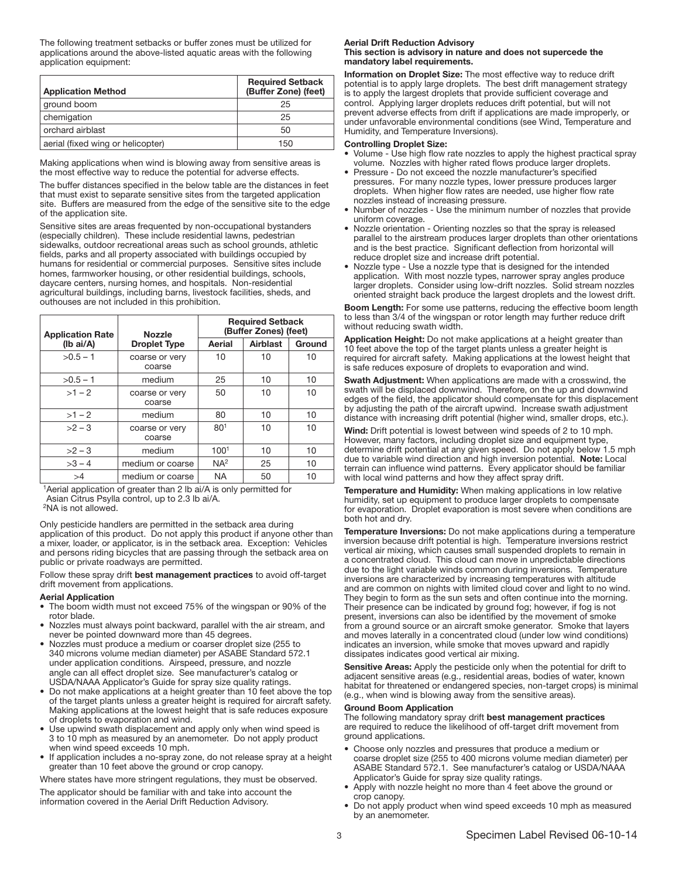The following treatment setbacks or buffer zones must be utilized for applications around the above-listed aquatic areas with the following application equipment:

| Application Method | Required Setback (Buffer Zone) (feet) |
|---|---|
| ground boom | 25 |
| chemigation | 25 |
| orchard airblast | 50 |
| aerial (fixed wing or helicopter) | 150 |

Making applications when wind is blowing away from sensitive areas is the most effective way to reduce the potential for adverse effects.

The buffer distances specified in the below table are the distances in feet that must exist to separate sensitive sites from the targeted application site. Buffers are measured from the edge of the sensitive site to the edge of the application site.

Sensitive sites are areas frequented by non-occupational bystanders (especially children). These include residential lawns, pedestrian sidewalks, outdoor recreational areas such as school grounds, athletic fields, parks and all property associated with buildings occupied by humans for residential or commercial purposes. Sensitive sites include homes, farmworker housing, or other residential buildings, schools, daycare centers, nursing homes, and hospitals. Non-residential agricultural buildings, including barns, livestock facilities, sheds, and outhouses are not included in this prohibition.

| Application Rate (lb ai/A) | Nozzle Droplet Type | Required Setback (Buffer Zones) (feet) | | |
|---|---|---|---|---|
| | | Aerial | Airblast | Ground |
| >0.5 – 1 | coarse or very coarse | 10 | 10 | 10 |
| >0.5 – 1 | medium | 25 | 10 | 10 |
| >1 – 2 | coarse or very coarse | 50 | 10 | 10 |
| >1 – 2 | medium | 80 | 10 | 10 |
| >2 – 3 | coarse or very coarse | 80[1] | 10 | 10 |
| >2 – 3 | medium | 100[1] | 10 | 10 |
| >3 – 4 | medium or coarse | NA[2] | 25 | 10 |
| >4 | medium or coarse | NA | 50 | 10 |

[1]Aerial application of greater than 2 lb ai/A is only permitted for Asian Citrus Psylla control, up to 2.3 lb ai/A.
[2]NA is not allowed.

Only pesticide handlers are permitted in the setback area during application of this product. Do not apply this product if anyone other than a mixer, loader, or applicator, is in the setback area. Exception: Vehicles and persons riding bicycles that are passing through the setback area on public or private roadways are permitted.

Follow these spray drift **best management practices** to avoid off-target drift movement from applications.

**Aerial Application**

- The boom width must not exceed 75% of the wingspan or 90% of the rotor blade.
- Nozzles must always point backward, parallel with the air stream, and never be pointed downward more than 45 degrees.
- Nozzles must produce a medium or coarser droplet size (255 to 340 microns volume median diameter) per ASABE Standard 572.1 under application conditions. Airspeed, pressure, and nozzle angle can all effect droplet size. See manufacturer's catalog or USDA/NAAA Applicator's Guide for spray size quality ratings.
- Do not make applications at a height greater than 10 feet above the top of the target plants unless a greater height is required for aircraft safety. Making applications at the lowest height that is safe reduces exposure of droplets to evaporation and wind.
- Use upwind swath displacement and apply only when wind speed is 3 to 10 mph as measured by an anemometer. Do not apply product when wind speed exceeds 10 mph.
- If application includes a no-spray zone, do not release spray at a height greater than 10 feet above the ground or crop canopy.

Where states have more stringent regulations, they must be observed.

The applicator should be familiar with and take into account the information covered in the Aerial Drift Reduction Advisory.

**Aerial Drift Reduction Advisory**
**This section is advisory in nature and does not supercede the mandatory label requirements.**

**Information on Droplet Size:** The most effective way to reduce drift potential is to apply large droplets. The best drift management strategy is to apply the largest droplets that provide sufficient coverage and control. Applying larger droplets reduces drift potential, but will not prevent adverse effects from drift if applications are made improperly, or under unfavorable environmental conditions (see Wind, Temperature and Humidity, and Temperature Inversions).

**Controlling Droplet Size:**

- Volume - Use high flow rate nozzles to apply the highest practical spray volume. Nozzles with higher rated flows produce larger droplets.
- Pressure - Do not exceed the nozzle manufacturer's specified pressures. For many nozzle types, lower pressure produces larger droplets. When higher flow rates are needed, use higher flow rate nozzles instead of increasing pressure.
- Number of nozzles - Use the minimum number of nozzles that provide uniform coverage.
- Nozzle orientation - Orienting nozzles so that the spray is released parallel to the airstream produces larger droplets than other orientations and is the best practice. Significant deflection from horizontal will reduce droplet size and increase drift potential.
- Nozzle type - Use a nozzle type that is designed for the intended application. With most nozzle types, narrower spray angles produce larger droplets. Consider using low-drift nozzles. Solid stream nozzles oriented straight back produce the largest droplets and the lowest drift.

**Boom Length:** For some use patterns, reducing the effective boom length to less than 3/4 of the wingspan or rotor length may further reduce drift without reducing swath width.

**Application Height:** Do not make applications at a height greater than 10 feet above the top of the target plants unless a greater height is required for aircraft safety. Making applications at the lowest height that is safe reduces exposure of droplets to evaporation and wind.

**Swath Adjustment:** When applications are made with a crosswind, the swath will be displaced downwind. Therefore, on the up and downwind edges of the field, the applicator should compensate for this displacement by adjusting the path of the aircraft upwind. Increase swath adjustment distance with increasing drift potential (higher wind, smaller drops, etc.).

**Wind:** Drift potential is lowest between wind speeds of 2 to 10 mph. However, many factors, including droplet size and equipment type, determine drift potential at any given speed. Do not apply below 1.5 mph due to variable wind direction and high inversion potential. **Note:** Local terrain can influence wind patterns. Every applicator should be familiar with local wind patterns and how they affect spray drift.

**Temperature and Humidity:** When making applications in low relative humidity, set up equipment to produce larger droplets to compensate for evaporation. Droplet evaporation is most severe when conditions are both hot and dry.

**Temperature Inversions:** Do not make applications during a temperature inversion because drift potential is high. Temperature inversions restrict vertical air mixing, which causes small suspended droplets to remain in a concentrated cloud. This cloud can move in unpredictable directions due to the light variable winds common during inversions. Temperature inversions are characterized by increasing temperatures with altitude and are common on nights with limited cloud cover and light to no wind. They begin to form as the sun sets and often continue into the morning. Their presence can be indicated by ground fog; however, if fog is not present, inversions can also be identified by the movement of smoke from a ground source or an aircraft smoke generator. Smoke that layers and moves laterally in a concentrated cloud (under low wind conditions) indicates an inversion, while smoke that moves upward and rapidly dissipates indicates good vertical air mixing.

**Sensitive Areas:** Apply the pesticide only when the potential for drift to adjacent sensitive areas (e.g., residential areas, bodies of water, known habitat for threatened or endangered species, non-target crops) is minimal (e.g., when wind is blowing away from the sensitive areas).

**Ground Boom Application**

The following mandatory spray drift **best management practices** are required to reduce the likelihood of off-target drift movement from ground applications.

- Choose only nozzles and pressures that produce a medium or coarse droplet size (255 to 400 microns volume median diameter) per ASABE Standard 572.1. See manufacturer's catalog or USDA/NAAA Applicator's Guide for spray size quality ratings.
- Apply with nozzle height no more than 4 feet above the ground or crop canopy.
- Do not apply product when wind speed exceeds 10 mph as measured by an anemometer.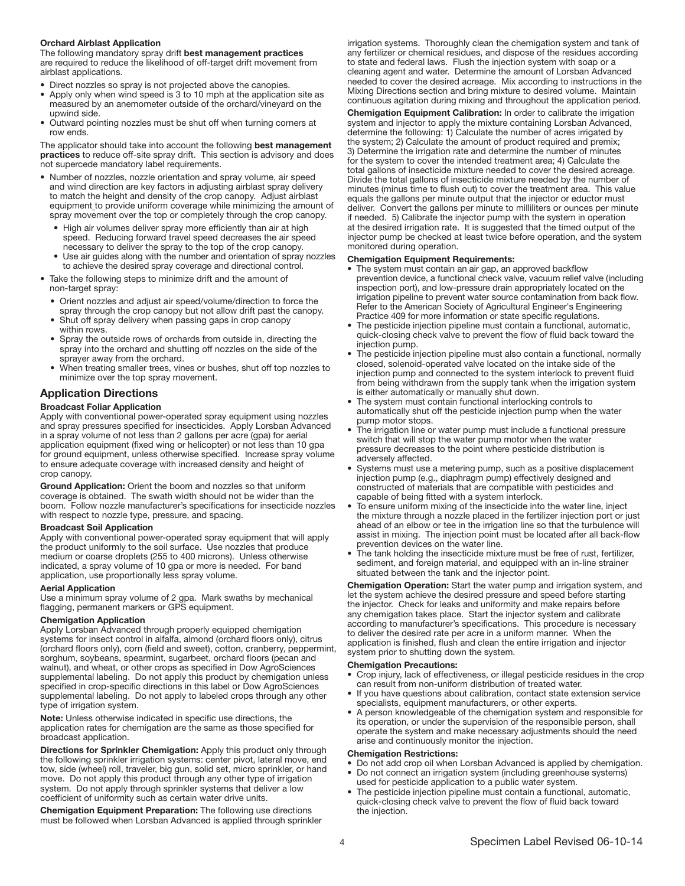**Orchard Airblast Application**

The following mandatory spray drift **best management practices** are required to reduce the likelihood of off-target drift movement from airblast applications.

- Direct nozzles so spray is not projected above the canopies.
- Apply only when wind speed is 3 to 10 mph at the application site as measured by an anemometer outside of the orchard/vineyard on the upwind side.
- Outward pointing nozzles must be shut off when turning corners at row ends.

The applicator should take into account the following **best management practices** to reduce off-site spray drift. This section is advisory and does not supercede mandatory label requirements.

- Number of nozzles, nozzle orientation and spray volume, air speed and wind direction are key factors in adjusting airblast spray delivery to match the height and density of the crop canopy. Adjust airblast equipment to provide uniform coverage while minimizing the amount of spray movement over the top or completely through the crop canopy.
  - High air volumes deliver spray more efficiently than air at high speed. Reducing forward travel speed decreases the air speed necessary to deliver the spray to the top of the crop canopy.
  - Use air guides along with the number and orientation of spray nozzles to achieve the desired spray coverage and directional control.
- Take the following steps to minimize drift and the amount of non-target spray:
  - Orient nozzles and adjust air speed/volume/direction to force the spray through the crop canopy but not allow drift past the canopy.
  - Shut off spray delivery when passing gaps in crop canopy within rows.
  - Spray the outside rows of orchards from outside in, directing the spray into the orchard and shutting off nozzles on the side of the sprayer away from the orchard.
  - When treating smaller trees, vines or bushes, shut off top nozzles to minimize over the top spray movement.

## Application Directions

**Broadcast Foliar Application**

Apply with conventional power-operated spray equipment using nozzles and spray pressures specified for insecticides. Apply Lorsban Advanced in a spray volume of not less than 2 gallons per acre (gpa) for aerial application equipment (fixed wing or helicopter) or not less than 10 gpa for ground equipment, unless otherwise specified. Increase spray volume to ensure adequate coverage with increased density and height of crop canopy.

**Ground Application:** Orient the boom and nozzles so that uniform coverage is obtained. The swath width should not be wider than the boom. Follow nozzle manufacturer's specifications for insecticide nozzles with respect to nozzle type, pressure, and spacing.

**Broadcast Soil Application**

Apply with conventional power-operated spray equipment that will apply the product uniformly to the soil surface. Use nozzles that produce medium or coarse droplets (255 to 400 microns). Unless otherwise indicated, a spray volume of 10 gpa or more is needed. For band application, use proportionally less spray volume.

**Aerial Application**

Use a minimum spray volume of 2 gpa. Mark swaths by mechanical flagging, permanent markers or GPS equipment.

**Chemigation Application**

Apply Lorsban Advanced through properly equipped chemigation systems for insect control in alfalfa, almond (orchard floors only), citrus (orchard floors only), corn (field and sweet), cotton, cranberry, peppermint, sorghum, soybeans, spearmint, sugarbeet, orchard floors (pecan and walnut), and wheat, or other crops as specified in Dow AgroSciences supplemental labeling. Do not apply this product by chemigation unless specified in crop-specific directions in this label or Dow AgroSciences supplemental labeling. Do not apply to labeled crops through any other type of irrigation system.

**Note:** Unless otherwise indicated in specific use directions, the application rates for chemigation are the same as those specified for broadcast application.

**Directions for Sprinkler Chemigation:** Apply this product only through the following sprinkler irrigation systems: center pivot, lateral move, end tow, side (wheel) roll, traveler, big gun, solid set, micro sprinkler, or hand move. Do not apply this product through any other type of irrigation system. Do not apply through sprinkler systems that deliver a low coefficient of uniformity such as certain water drive units.

**Chemigation Equipment Preparation:** The following use directions must be followed when Lorsban Advanced is applied through sprinkler irrigation systems. Thoroughly clean the chemigation system and tank of any fertilizer or chemical residues, and dispose of the residues according to state and federal laws. Flush the injection system with soap or a cleaning agent and water. Determine the amount of Lorsban Advanced needed to cover the desired acreage. Mix according to instructions in the Mixing Directions section and bring mixture to desired volume. Maintain continuous agitation during mixing and throughout the application period.

**Chemigation Equipment Calibration:** In order to calibrate the irrigation system and injector to apply the mixture containing Lorsban Advanced, determine the following: 1) Calculate the number of acres irrigated by the system; 2) Calculate the amount of product required and premix; 3) Determine the irrigation rate and determine the number of minutes for the system to cover the intended treatment area; 4) Calculate the total gallons of insecticide mixture needed to cover the desired acreage. Divide the total gallons of insecticide mixture needed by the number of minutes (minus time to flush out) to cover the treatment area. This value equals the gallons per minute output that the injector or eductor must deliver. Convert the gallons per minute to milliliters or ounces per minute if needed. 5) Calibrate the injector pump with the system in operation at the desired irrigation rate. It is suggested that the timed output of the injector pump be checked at least twice before operation, and the system monitored during operation.

**Chemigation Equipment Requirements:**

- The system must contain an air gap, an approved backflow prevention device, a functional check valve, vacuum relief valve (including inspection port), and low-pressure drain appropriately located on the irrigation pipeline to prevent water source contamination from back flow. Refer to the American Society of Agricultural Engineer's Engineering Practice 409 for more information or state specific regulations.
- The pesticide injection pipeline must contain a functional, automatic, quick-closing check valve to prevent the flow of fluid back toward the injection pump.
- The pesticide injection pipeline must also contain a functional, normally closed, solenoid-operated valve located on the intake side of the injection pump and connected to the system interlock to prevent fluid from being withdrawn from the supply tank when the irrigation system is either automatically or manually shut down.
- The system must contain functional interlocking controls to automatically shut off the pesticide injection pump when the water pump motor stops.
- The irrigation line or water pump must include a functional pressure switch that will stop the water pump motor when the water pressure decreases to the point where pesticide distribution is adversely affected.
- Systems must use a metering pump, such as a positive displacement injection pump (e.g., diaphragm pump) effectively designed and constructed of materials that are compatible with pesticides and capable of being fitted with a system interlock.
- To ensure uniform mixing of the insecticide into the water line, inject the mixture through a nozzle placed in the fertilizer injection port or just ahead of an elbow or tee in the irrigation line so that the turbulence will assist in mixing. The injection point must be located after all back-flow prevention devices on the water line.
- The tank holding the insecticide mixture must be free of rust, fertilizer, sediment, and foreign material, and equipped with an in-line strainer situated between the tank and the injector point.

**Chemigation Operation:** Start the water pump and irrigation system, and let the system achieve the desired pressure and speed before starting the injector. Check for leaks and uniformity and make repairs before any chemigation takes place. Start the injector system and calibrate according to manufacturer's specifications. This procedure is necessary to deliver the desired rate per acre in a uniform manner. When the application is finished, flush and clean the entire irrigation and injector system prior to shutting down the system.

**Chemigation Precautions:**

- Crop injury, lack of effectiveness, or illegal pesticide residues in the crop can result from non-uniform distribution of treated water.
- If you have questions about calibration, contact state extension service specialists, equipment manufacturers, or other experts.
- A person knowledgeable of the chemigation system and responsible for its operation, or under the supervision of the responsible person, shall operate the system and make necessary adjustments should the need arise and continuously monitor the injection.

**Chemigation Restrictions:**

- Do not add crop oil when Lorsban Advanced is applied by chemigation.
- Do not connect an irrigation system (including greenhouse systems) used for pesticide application to a public water system.
- The pesticide injection pipeline must contain a functional, automatic, quick-closing check valve to prevent the flow of fluid back toward the injection.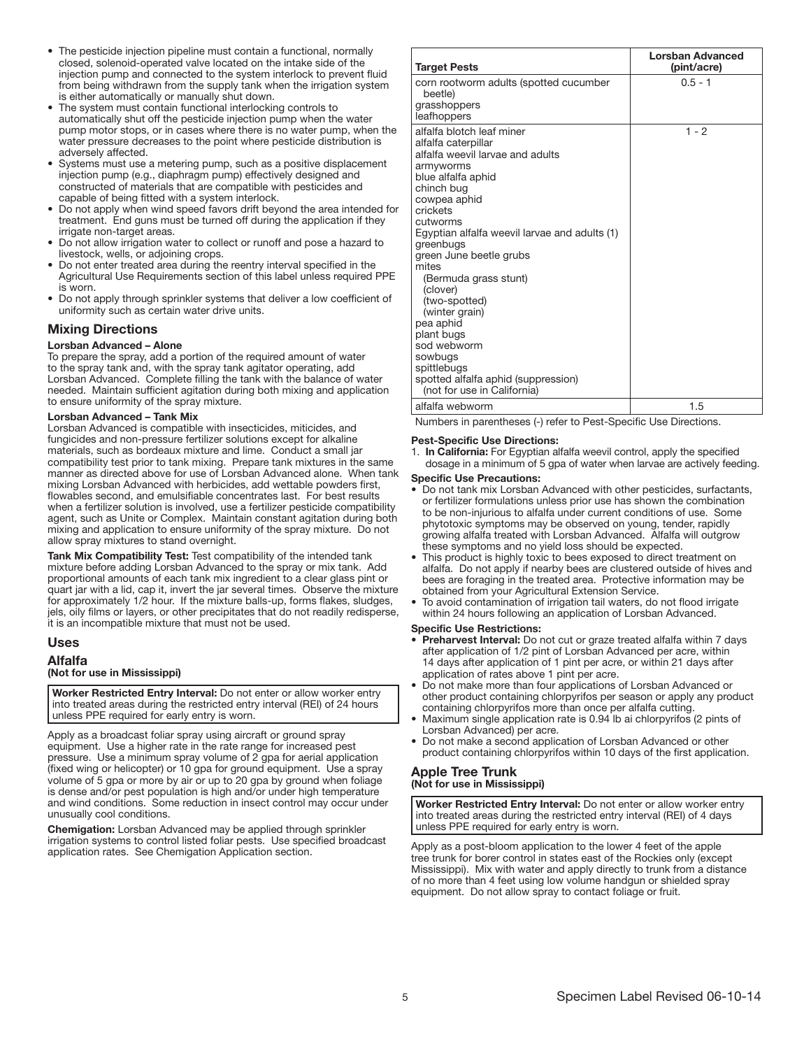- The pesticide injection pipeline must contain a functional, normally closed, solenoid-operated valve located on the intake side of the injection pump and connected to the system interlock to prevent fluid from being withdrawn from the supply tank when the irrigation system is either automatically or manually shut down.
- The system must contain functional interlocking controls to automatically shut off the pesticide injection pump when the water pump motor stops, or in cases where there is no water pump, when the water pressure decreases to the point where pesticide distribution is adversely affected.
- Systems must use a metering pump, such as a positive displacement injection pump (e.g., diaphragm pump) effectively designed and constructed of materials that are compatible with pesticides and capable of being fitted with a system interlock.
- Do not apply when wind speed favors drift beyond the area intended for treatment. End guns must be turned off during the application if they irrigate non-target areas.
- Do not allow irrigation water to collect or runoff and pose a hazard to livestock, wells, or adjoining crops.
- Do not enter treated area during the reentry interval specified in the Agricultural Use Requirements section of this label unless required PPE is worn.
- Do not apply through sprinkler systems that deliver a low coefficient of uniformity such as certain water drive units.

## Mixing Directions

**Lorsban Advanced – Alone**

To prepare the spray, add a portion of the required amount of water to the spray tank and, with the spray tank agitator operating, add Lorsban Advanced. Complete filling the tank with the balance of water needed. Maintain sufficient agitation during both mixing and application to ensure uniformity of the spray mixture.

**Lorsban Advanced – Tank Mix**

Lorsban Advanced is compatible with insecticides, miticides, and fungicides and non-pressure fertilizer solutions except for alkaline materials, such as bordeaux mixture and lime. Conduct a small jar compatibility test prior to tank mixing. Prepare tank mixtures in the same manner as directed above for use of Lorsban Advanced alone. When tank mixing Lorsban Advanced with herbicides, add wettable powders first, flowables second, and emulsifiable concentrates last. For best results when a fertilizer solution is involved, use a fertilizer pesticide compatibility agent, such as Unite or Complex. Maintain constant agitation during both mixing and application to ensure uniformity of the spray mixture. Do not allow spray mixtures to stand overnight.

**Tank Mix Compatibility Test:** Test compatibility of the intended tank mixture before adding Lorsban Advanced to the spray or mix tank. Add proportional amounts of each tank mix ingredient to a clear glass pint or quart jar with a lid, cap it, invert the jar several times. Observe the mixture for approximately 1/2 hour. If the mixture balls-up, forms flakes, sludges, jels, oily films or layers, or other precipitates that do not readily redisperse, it is an incompatible mixture that must not be used.

## Uses

### Alfalfa
**(Not for use in Mississippi)**

**Worker Restricted Entry Interval:** Do not enter or allow worker entry into treated areas during the restricted entry interval (REI) of 24 hours unless PPE required for early entry is worn.

Apply as a broadcast foliar spray using aircraft or ground spray equipment. Use a higher rate in the rate range for increased pest pressure. Use a minimum spray volume of 2 gpa for aerial application (fixed wing or helicopter) or 10 gpa for ground equipment. Use a spray volume of 5 gpa or more by air or up to 20 gpa by ground when foliage is dense and/or pest population is high and/or under high temperature and wind conditions. Some reduction in insect control may occur under unusually cool conditions.

**Chemigation:** Lorsban Advanced may be applied through sprinkler irrigation systems to control listed foliar pests. Use specified broadcast application rates. See Chemigation Application section.

| Target Pests | Lorsban Advanced (pint/acre) |
|---|---|
| corn rootworm adults (spotted cucumber beetle)<br>grasshoppers<br>leafhoppers | 0.5 - 1 |
| alfalfa blotch leaf miner<br>alfalfa caterpillar<br>alfalfa weevil larvae and adults<br>armyworms<br>blue alfalfa aphid<br>chinch bug<br>cowpea aphid<br>crickets<br>cutworms<br>Egyptian alfalfa weevil larvae and adults (1)<br>greenbugs<br>green June beetle grubs<br>mites<br>(Bermuda grass stunt)<br>(clover)<br>(two-spotted)<br>(winter grain)<br>pea aphid<br>plant bugs<br>sod webworm<br>sowbugs<br>spittlebugs<br>spotted alfalfa aphid (suppression)<br>(not for use in California) | 1 - 2 |
| alfalfa webworm | 1.5 |

Numbers in parentheses (-) refer to Pest-Specific Use Directions.

**Pest-Specific Use Directions:**

1. **In California:** For Egyptian alfalfa weevil control, apply the specified dosage in a minimum of 5 gpa of water when larvae are actively feeding.

**Specific Use Precautions:**

- Do not tank mix Lorsban Advanced with other pesticides, surfactants, or fertilizer formulations unless prior use has shown the combination to be non-injurious to alfalfa under current conditions of use. Some phytotoxic symptoms may be observed on young, tender, rapidly growing alfalfa treated with Lorsban Advanced. Alfalfa will outgrow these symptoms and no yield loss should be expected.
- This product is highly toxic to bees exposed to direct treatment on alfalfa. Do not apply if nearby bees are clustered outside of hives and bees are foraging in the treated area. Protective information may be obtained from your Agricultural Extension Service.
- To avoid contamination of irrigation tail waters, do not flood irrigate within 24 hours following an application of Lorsban Advanced.

**Specific Use Restrictions:**

- **Preharvest Interval:** Do not cut or graze treated alfalfa within 7 days after application of 1/2 pint of Lorsban Advanced per acre, within 14 days after application of 1 pint per acre, or within 21 days after application of rates above 1 pint per acre.
- Do not make more than four applications of Lorsban Advanced or other product containing chlorpyrifos per season or apply any product containing chlorpyrifos more than once per alfalfa cutting.
- Maximum single application rate is 0.94 lb ai chlorpyrifos (2 pints of Lorsban Advanced) per acre.
- Do not make a second application of Lorsban Advanced or other product containing chlorpyrifos within 10 days of the first application.

### Apple Tree Trunk
**(Not for use in Mississippi)**

**Worker Restricted Entry Interval:** Do not enter or allow worker entry into treated areas during the restricted entry interval (REI) of 4 days unless PPE required for early entry is worn.

Apply as a post-bloom application to the lower 4 feet of the apple tree trunk for borer control in states east of the Rockies only (except Mississippi). Mix with water and apply directly to trunk from a distance of no more than 4 feet using low volume handgun or shielded spray equipment. Do not allow spray to contact foliage or fruit.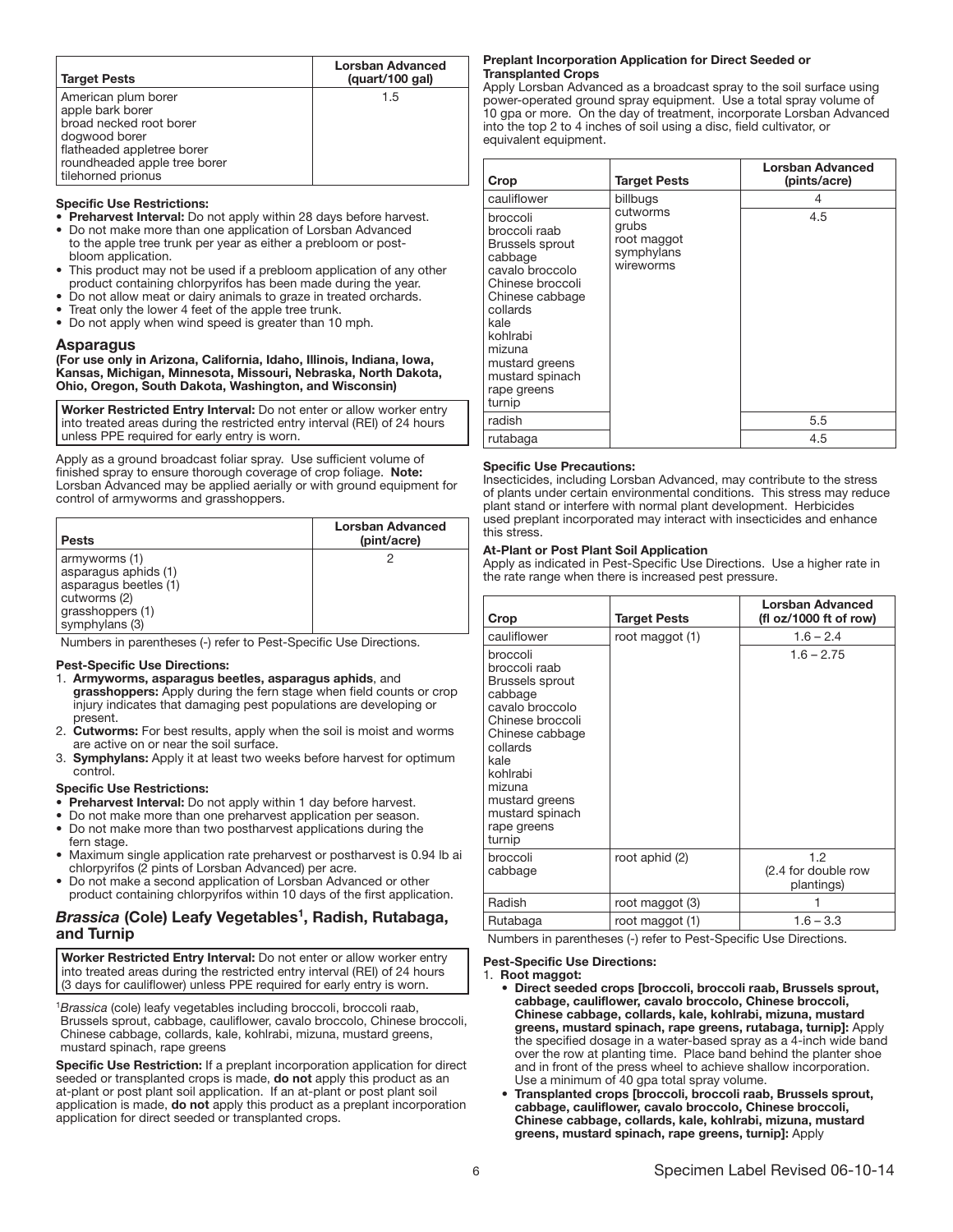| Target Pests | Lorsban Advanced (quart/100 gal) |
|---|---|
| American plum borer<br>apple bark borer<br>broad necked root borer<br>dogwood borer<br>flatheaded appletree borer<br>roundheaded apple tree borer<br>tilehorned prionus | 1.5 |

**Specific Use Restrictions:**

- **Preharvest Interval:** Do not apply within 28 days before harvest.
- Do not make more than one application of Lorsban Advanced to the apple tree trunk per year as either a prebloom or post-bloom application.
- This product may not be used if a prebloom application of any other product containing chlorpyrifos has been made during the year.
- Do not allow meat or dairy animals to graze in treated orchards.
- Treat only the lower 4 feet of the apple tree trunk.
- Do not apply when wind speed is greater than 10 mph.

## Asparagus

**(For use only in Arizona, California, Idaho, Illinois, Indiana, Iowa, Kansas, Michigan, Minnesota, Missouri, Nebraska, North Dakota, Ohio, Oregon, South Dakota, Washington, and Wisconsin)**

**Worker Restricted Entry Interval:** Do not enter or allow worker entry into treated areas during the restricted entry interval (REI) of 24 hours unless PPE required for early entry is worn.

Apply as a ground broadcast foliar spray. Use sufficient volume of finished spray to ensure thorough coverage of crop foliage. **Note:** Lorsban Advanced may be applied aerially or with ground equipment for control of armyworms and grasshoppers.

| Pests | Lorsban Advanced (pint/acre) |
|---|---|
| armyworms (1)<br>asparagus aphids (1)<br>asparagus beetles (1)<br>cutworms (2)<br>grasshoppers (1)<br>symphylans (3) | 2 |

Numbers in parentheses (-) refer to Pest-Specific Use Directions.

**Pest-Specific Use Directions:**

1. **Armyworms, asparagus beetles, asparagus aphids**, and **grasshoppers:** Apply during the fern stage when field counts or crop injury indicates that damaging pest populations are developing or present.
2. **Cutworms:** For best results, apply when the soil is moist and worms are active on or near the soil surface.
3. **Symphylans:** Apply it at least two weeks before harvest for optimum control.

**Specific Use Restrictions:**

- **Preharvest Interval:** Do not apply within 1 day before harvest.
- Do not make more than one preharvest application per season.
- Do not make more than two postharvest applications during the fern stage.
- Maximum single application rate preharvest or postharvest is 0.94 lb ai chlorpyrifos (2 pints of Lorsban Advanced) per acre.
- Do not make a second application of Lorsban Advanced or other product containing chlorpyrifos within 10 days of the first application.

## *Brassica* (Cole) Leafy Vegetables[1], Radish, Rutabaga, and Turnip

**Worker Restricted Entry Interval:** Do not enter or allow worker entry into treated areas during the restricted entry interval (REI) of 24 hours (3 days for cauliflower) unless PPE required for early entry is worn.

[1]*Brassica* (cole) leafy vegetables including broccoli, broccoli raab, Brussels sprout, cabbage, cauliflower, cavalo broccolo, Chinese broccoli, Chinese cabbage, collards, kale, kohlrabi, mizuna, mustard greens, mustard spinach, rape greens

**Specific Use Restriction:** If a preplant incorporation application for direct seeded or transplanted crops is made, **do not** apply this product as an at-plant or post plant soil application. If an at-plant or post plant soil application is made, **do not** apply this product as a preplant incorporation application for direct seeded or transplanted crops.

**Preplant Incorporation Application for Direct Seeded or Transplanted Crops**

Apply Lorsban Advanced as a broadcast spray to the soil surface using power-operated ground spray equipment. Use a total spray volume of 10 gpa or more. On the day of treatment, incorporate Lorsban Advanced into the top 2 to 4 inches of soil using a disc, field cultivator, or equivalent equipment.

| Crop | Target Pests | Lorsban Advanced (pints/acre) |
|---|---|---|
| cauliflower | billbugs<br>cutworms<br>grubs<br>root maggot<br>symphylans<br>wireworms | 4 |
| broccoli<br>broccoli raab<br>Brussels sprout<br>cabbage<br>cavalo broccolo<br>Chinese broccoli<br>Chinese cabbage<br>collards<br>kale<br>kohlrabi<br>mizuna<br>mustard greens<br>mustard spinach<br>rape greens<br>turnip | | 4.5 |
| radish | | 5.5 |
| rutabaga | | 4.5 |

**Specific Use Precautions:**

Insecticides, including Lorsban Advanced, may contribute to the stress of plants under certain environmental conditions. This stress may reduce plant stand or interfere with normal plant development. Herbicides used preplant incorporated may interact with insecticides and enhance this stress.

**At-Plant or Post Plant Soil Application**

Apply as indicated in Pest-Specific Use Directions. Use a higher rate in the rate range when there is increased pest pressure.

| Crop | Target Pests | Lorsban Advanced (fl oz/1000 ft of row) |
|---|---|---|
| cauliflower | root maggot (1) | 1.6 – 2.4 |
| broccoli<br>broccoli raab<br>Brussels sprout<br>cabbage<br>cavalo broccolo<br>Chinese broccoli<br>Chinese cabbage<br>collards<br>kale<br>kohlrabi<br>mizuna<br>mustard greens<br>mustard spinach<br>rape greens<br>turnip | | 1.6 – 2.75 |
| broccoli<br>cabbage | root aphid (2) | 1.2<br>(2.4 for double row plantings) |
| Radish | root maggot (3) | 1 |
| Rutabaga | root maggot (1) | 1.6 – 3.3 |

Numbers in parentheses (-) refer to Pest-Specific Use Directions.

**Pest-Specific Use Directions:**

1. **Root maggot:**
   - **Direct seeded crops [broccoli, broccoli raab, Brussels sprout, cabbage, cauliflower, cavalo broccolo, Chinese broccoli, Chinese cabbage, collards, kale, kohlrabi, mizuna, mustard greens, mustard spinach, rape greens, rutabaga, turnip]:** Apply the specified dosage in a water-based spray as a 4-inch wide band over the row at planting time. Place band behind the planter shoe and in front of the press wheel to achieve shallow incorporation. Use a minimum of 40 gpa total spray volume.
   - **Transplanted crops [broccoli, broccoli raab, Brussels sprout, cabbage, cauliflower, cavalo broccolo, Chinese broccoli, Chinese cabbage, collards, kale, kohlrabi, mizuna, mustard greens, mustard spinach, rape greens, turnip]:** Apply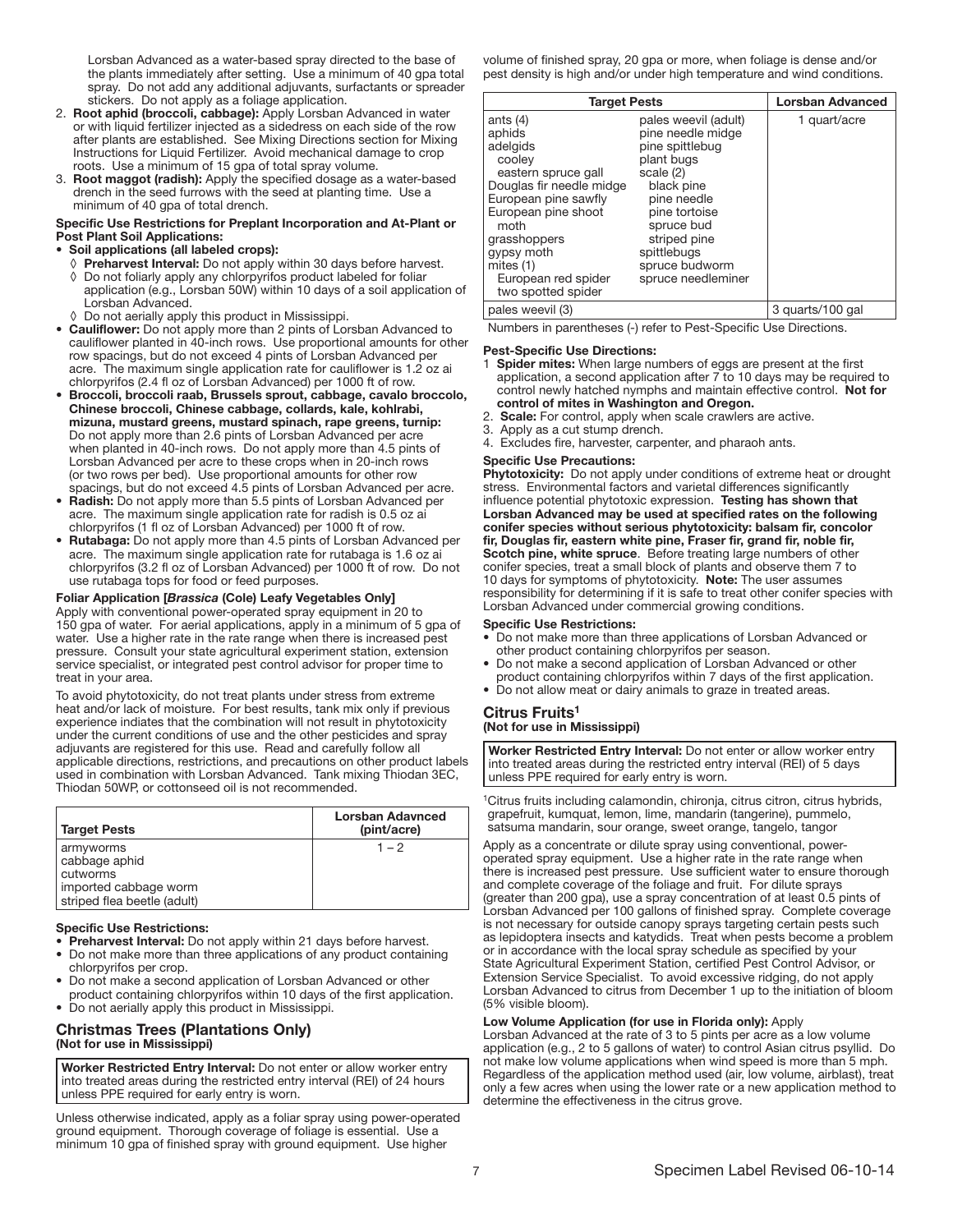Lorsban Advanced as a water-based spray directed to the base of the plants immediately after setting. Use a minimum of 40 gpa total spray. Do not add any additional adjuvants, surfactants or spreader stickers. Do not apply as a foliage application.

2. **Root aphid (broccoli, cabbage):** Apply Lorsban Advanced in water or with liquid fertilizer injected as a sidedress on each side of the row after plants are established. See Mixing Directions section for Mixing Instructions for Liquid Fertilizer. Avoid mechanical damage to crop roots. Use a minimum of 15 gpa of total spray volume.
3. **Root maggot (radish):** Apply the specified dosage as a water-based drench in the seed furrows with the seed at planting time. Use a minimum of 40 gpa of total drench.

**Specific Use Restrictions for Preplant Incorporation and At-Plant or Post Plant Soil Applications:**

- **Soil applications (all labeled crops):**
  - ◊ **Preharvest Interval:** Do not apply within 30 days before harvest.
  - ◊ Do not foliarly apply any chlorpyrifos product labeled for foliar application (e.g., Lorsban 50W) within 10 days of a soil application of Lorsban Advanced.
  - ◊ Do not aerially apply this product in Mississippi.
- **Cauliflower:** Do not apply more than 2 pints of Lorsban Advanced to cauliflower planted in 40-inch rows. Use proportional amounts for other row spacings, but do not exceed 4 pints of Lorsban Advanced per acre. The maximum single application rate for cauliflower is 1.2 oz ai chlorpyrifos (2.4 fl oz of Lorsban Advanced) per 1000 ft of row.
- **Broccoli, broccoli raab, Brussels sprout, cabbage, cavalo broccolo, Chinese broccoli, Chinese cabbage, collards, kale, kohlrabi, mizuna, mustard greens, mustard spinach, rape greens, turnip:** Do not apply more than 2.6 pints of Lorsban Advanced per acre when planted in 40-inch rows. Do not apply more than 4.5 pints of Lorsban Advanced per acre to these crops when in 20-inch rows (or two rows per bed). Use proportional amounts for other row spacings, but do not exceed 4.5 pints of Lorsban Advanced per acre.
- **Radish:** Do not apply more than 5.5 pints of Lorsban Advanced per acre. The maximum single application rate for radish is 0.5 oz ai chlorpyrifos (1 fl oz of Lorsban Advanced) per 1000 ft of row.
- **Rutabaga:** Do not apply more than 4.5 pints of Lorsban Advanced per acre. The maximum single application rate for rutabaga is 1.6 oz ai chlorpyrifos (3.2 fl oz of Lorsban Advanced) per 1000 ft of row. Do not use rutabaga tops for food or feed purposes.

**Foliar Application [*Brassica* (Cole) Leafy Vegetables Only]**

Apply with conventional power-operated spray equipment in 20 to 150 gpa of water. For aerial applications, apply in a minimum of 5 gpa of water. Use a higher rate in the rate range when there is increased pest pressure. Consult your state agricultural experiment station, extension service specialist, or integrated pest control advisor for proper time to treat in your area.

To avoid phytotoxicity, do not treat plants under stress from extreme heat and/or lack of moisture. For best results, tank mix only if previous experience indicates that the combination will not result in phytotoxicity under the current conditions of use and the other pesticides and spray adjuvants are registered for this use. Read and carefully follow all applicable directions, restrictions, and precautions on other product labels used in combination with Lorsban Advanced. Tank mixing Thiodan 3EC, Thiodan 50WP, or cottonseed oil is not recommended.

| Target Pests | Lorsban Adavnced (pint/acre) |
|---|---|
| armyworms<br>cabbage aphid<br>cutworms<br>imported cabbage worm<br>striped flea beetle (adult) | 1 – 2 |

**Specific Use Restrictions:**

- **Preharvest Interval:** Do not apply within 21 days before harvest.
- Do not make more than three applications of any product containing chlorpyrifos per crop.
- Do not make a second application of Lorsban Advanced or other product containing chlorpyrifos within 10 days of the first application.
- Do not aerially apply this product in Mississippi.

## Christmas Trees (Plantations Only)

**(Not for use in Mississippi)**

**Worker Restricted Entry Interval:** Do not enter or allow worker entry into treated areas during the restricted entry interval (REI) of 24 hours unless PPE required for early entry is worn.

Unless otherwise indicated, apply as a foliar spray using power-operated ground equipment. Thorough coverage of foliage is essential. Use a minimum 10 gpa of finished spray with ground equipment. Use higher volume of finished spray, 20 gpa or more, when foliage is dense and/or pest density is high and/or under high temperature and wind conditions.

| Target Pests | | Lorsban Advanced |
|---|---|---|
| ants (4)<br>aphids<br>adelgids<br>cooley<br>eastern spruce gall<br>Douglas fir needle midge<br>European pine sawfly<br>European pine shoot moth<br>grasshoppers<br>gypsy moth<br>mites (1)<br>European red spider<br>two spotted spider | pales weevil (adult)<br>pine needle midge<br>pine spittlebug<br>plant bugs<br>scale (2)<br>black pine<br>pine needle<br>pine tortoise<br>spruce bud<br>striped pine<br>spittlebugs<br>spruce budworm<br>spruce needleminer | 1 quart/acre |
| pales weevil (3) | | 3 quarts/100 gal |

Numbers in parentheses (-) refer to Pest-Specific Use Directions.

**Pest-Specific Use Directions:**

1. **Spider mites:** When large numbers of eggs are present at the first application, a second application after 7 to 10 days may be required to control newly hatched nymphs and maintain effective control. **Not for control of mites in Washington and Oregon.**
2. **Scale:** For control, apply when scale crawlers are active.
3. Apply as a cut stump drench.
4. Excludes fire, harvester, carpenter, and pharaoh ants.

**Specific Use Precautions:**

**Phytotoxicity:** Do not apply under conditions of extreme heat or drought stress. Environmental factors and varietal differences significantly influence potential phytotoxic expression. **Testing has shown that Lorsban Advanced may be used at specified rates on the following conifer species without serious phytotoxicity: balsam fir, concolor fir, Douglas fir, eastern white pine, Fraser fir, grand fir, noble fir, Scotch pine, white spruce**. Before treating large numbers of other conifer species, treat a small block of plants and observe them 7 to 10 days for symptoms of phytotoxicity. **Note:** The user assumes responsibility for determining if it is safe to treat other conifer species with Lorsban Advanced under commercial growing conditions.

**Specific Use Restrictions:**

- Do not make more than three applications of Lorsban Advanced or other product containing chlorpyrifos per season.
- Do not make a second application of Lorsban Advanced or other product containing chlorpyrifos within 7 days of the first application.
- Do not allow meat or dairy animals to graze in treated areas.

## Citrus Fruits[1]

**(Not for use in Mississippi)**

**Worker Restricted Entry Interval:** Do not enter or allow worker entry into treated areas during the restricted entry interval (REI) of 5 days unless PPE required for early entry is worn.

[1]Citrus fruits including calamondin, chironja, citrus citron, citrus hybrids, grapefruit, kumquat, lemon, lime, mandarin (tangerine), pummelo, satsuma mandarin, sour orange, sweet orange, tangelo, tangor

Apply as a concentrate or dilute spray using conventional, power-operated spray equipment. Use a higher rate in the rate range when there is increased pest pressure. Use sufficient water to ensure thorough and complete coverage of the foliage and fruit. For dilute sprays (greater than 200 gpa), use a spray concentration of at least 0.5 pints of Lorsban Advanced per 100 gallons of finished spray. Complete coverage is not necessary for outside canopy sprays targeting certain pests such as lepidoptera insects and katydids. Treat when pests become a problem or in accordance with the local spray schedule as specified by your State Agricultural Experiment Station, certified Pest Control Advisor, or Extension Service Specialist. To avoid excessive ridging, do not apply Lorsban Advanced to citrus from December 1 up to the initiation of bloom (5% visible bloom).

**Low Volume Application (for use in Florida only):** Apply Lorsban Advanced at the rate of 3 to 5 pints per acre as a low volume application (e.g., 2 to 5 gallons of water) to control Asian citrus psyllid. Do not make low volume applications when wind speed is more than 5 mph. Regardless of the application method used (air, low volume, airblast), treat only a few acres when using the lower rate or a new application method to determine the effectiveness in the citrus grove.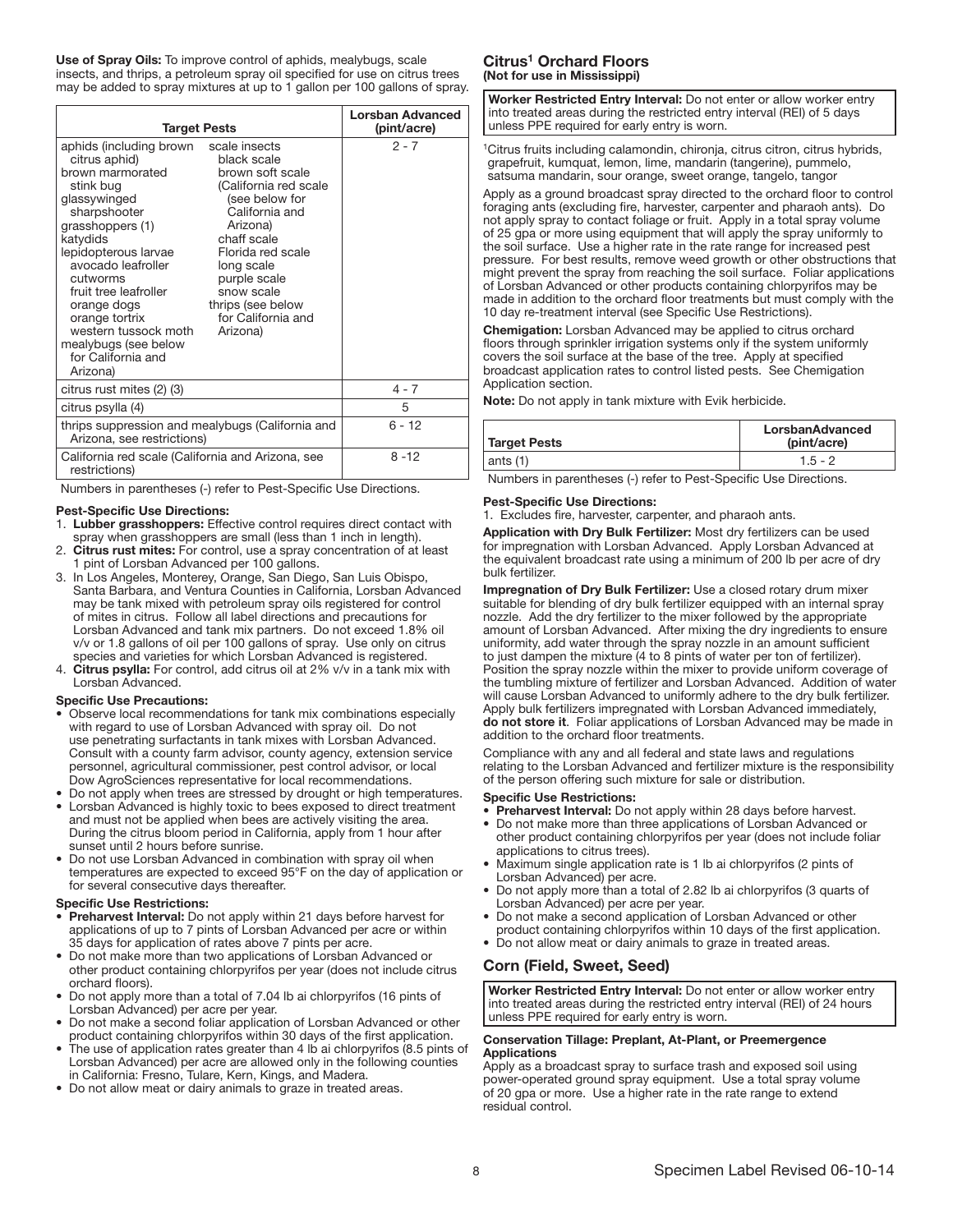**Use of Spray Oils:** To improve control of aphids, mealybugs, scale insects, and thrips, a petroleum spray oil specified for use on citrus trees may be added to spray mixtures at up to 1 gallon per 100 gallons of spray.

| Target Pests | | Lorsban Advanced (pint/acre) |
|---|---|---|
| aphids (including brown citrus aphid)<br>brown marmorated stink bug<br>glassywinged sharpshooter<br>grasshoppers (1)<br>katydids<br>lepidopterous larvae<br>avocado leafroller<br>cutworms<br>fruit tree leafroller<br>orange dogs<br>orange tortrix<br>western tussock moth<br>mealybugs (see below for California and Arizona) | scale insects<br>black scale<br>brown soft scale<br>(California red scale (see below for California and Arizona)<br>chaff scale<br>Florida red scale<br>long scale<br>purple scale<br>snow scale<br>thrips (see below for California and Arizona) | 2 - 7 |
| citrus rust mites (2) (3) | | 4 - 7 |
| citrus psylla (4) | | 5 |
| thrips suppression and mealybugs (California and Arizona, see restrictions) | | 6 - 12 |
| California red scale (California and Arizona, see restrictions) | | 8 -12 |

Numbers in parentheses (-) refer to Pest-Specific Use Directions.

**Pest-Specific Use Directions:**
1. **Lubber grasshoppers:** Effective control requires direct contact with spray when grasshoppers are small (less than 1 inch in length).
2. **Citrus rust mites:** For control, use a spray concentration of at least 1 pint of Lorsban Advanced per 100 gallons.
3. In Los Angeles, Monterey, Orange, San Diego, San Luis Obispo, Santa Barbara, and Ventura Counties in California, Lorsban Advanced may be tank mixed with petroleum spray oils registered for control of mites in citrus. Follow all label directions and precautions for Lorsban Advanced and tank mix partners. Do not exceed 1.8% oil v/v or 1.8 gallons of oil per 100 gallons of spray. Use only on citrus species and varieties for which Lorsban Advanced is registered.
4. **Citrus psylla:** For control, add citrus oil at 2% v/v in a tank mix with Lorsban Advanced.

**Specific Use Precautions:**
- Observe local recommendations for tank mix combinations especially with regard to use of Lorsban Advanced with spray oil. Do not use penetrating surfactants in tank mixes with Lorsban Advanced. Consult with a county farm advisor, county agency, extension service personnel, agricultural commissioner, pest control advisor, or local Dow AgroSciences representative for local recommendations.
- Do not apply when trees are stressed by drought or high temperatures.
- Lorsban Advanced is highly toxic to bees exposed to direct treatment and must not be applied when bees are actively visiting the area. During the citrus bloom period in California, apply from 1 hour after sunset until 2 hours before sunrise.
- Do not use Lorsban Advanced in combination with spray oil when temperatures are expected to exceed 95°F on the day of application or for several consecutive days thereafter.

**Specific Use Restrictions:**
- **Preharvest Interval:** Do not apply within 21 days before harvest for applications of up to 7 pints of Lorsban Advanced per acre or within 35 days for application of rates above 7 pints per acre.
- Do not make more than two applications of Lorsban Advanced or other product containing chlorpyrifos per year (does not include citrus orchard floors).
- Do not apply more than a total of 7.04 lb ai chlorpyrifos (16 pints of Lorsban Advanced) per acre per year.
- Do not make a second foliar application of Lorsban Advanced or other product containing chlorpyrifos within 30 days of the first application.
- The use of application rates greater than 4 lb ai chlorpyrifos (8.5 pints of Lorsban Advanced) per acre are allowed only in the following counties in California: Fresno, Tulare, Kern, Kings, and Madera.
- Do not allow meat or dairy animals to graze in treated areas.

## Citrus[1] Orchard Floors
**(Not for use in Mississippi)**

**Worker Restricted Entry Interval:** Do not enter or allow worker entry into treated areas during the restricted entry interval (REI) of 5 days unless PPE required for early entry is worn.

[1]Citrus fruits including calamondin, chironja, citrus citron, citrus hybrids, grapefruit, kumquat, lemon, lime, mandarin (tangerine), pummelo, satsuma mandarin, sour orange, sweet orange, tangelo, tangor

Apply as a ground broadcast spray directed to the orchard floor to control foraging ants (excluding fire, harvester, carpenter and pharaoh ants). Do not apply spray to contact foliage or fruit. Apply in a total spray volume of 25 gpa or more using equipment that will apply the spray uniformly to the soil surface. Use a higher rate in the rate range for increased pest pressure. For best results, remove weed growth or other obstructions that might prevent the spray from reaching the soil surface. Foliar applications of Lorsban Advanced or other products containing chlorpyrifos may be made in addition to the orchard floor treatments but must comply with the 10 day re-treatment interval (see Specific Use Restrictions).

**Chemigation:** Lorsban Advanced may be applied to citrus orchard floors through sprinkler irrigation systems only if the system uniformly covers the soil surface at the base of the tree. Apply at specified broadcast application rates to control listed pests. See Chemigation Application section.

**Note:** Do not apply in tank mixture with Evik herbicide.

| Target Pests | LorsbanAdvanced (pint/acre) |
|---|---|
| ants (1) | 1.5 - 2 |

Numbers in parentheses (-) refer to Pest-Specific Use Directions.

**Pest-Specific Use Directions:**
1. Excludes fire, harvester, carpenter, and pharaoh ants.

**Application with Dry Bulk Fertilizer:** Most dry fertilizers can be used for impregnation with Lorsban Advanced. Apply Lorsban Advanced at the equivalent broadcast rate using a minimum of 200 lb per acre of dry bulk fertilizer.

**Impregnation of Dry Bulk Fertilizer:** Use a closed rotary drum mixer suitable for blending of dry bulk fertilizer equipped with an internal spray nozzle. Add the dry fertilizer to the mixer followed by the appropriate amount of Lorsban Advanced. After mixing the dry ingredients to ensure uniformity, add water through the spray nozzle in an amount sufficient to just dampen the mixture (4 to 8 pints of water per ton of fertilizer). Position the spray nozzle within the mixer to provide uniform coverage of the tumbling mixture of fertilizer and Lorsban Advanced. Addition of water will cause Lorsban Advanced to uniformly adhere to the dry bulk fertilizer. Apply bulk fertilizers impregnated with Lorsban Advanced immediately, **do not store it**. Foliar applications of Lorsban Advanced may be made in addition to the orchard floor treatments.

Compliance with any and all federal and state laws and regulations relating to the Lorsban Advanced and fertilizer mixture is the responsibility of the person offering such mixture for sale or distribution.

**Specific Use Restrictions:**
- **Preharvest Interval:** Do not apply within 28 days before harvest.
- Do not make more than three applications of Lorsban Advanced or other product containing chlorpyrifos per year (does not include foliar applications to citrus trees).
- Maximum single application rate is 1 lb ai chlorpyrifos (2 pints of Lorsban Advanced) per acre.
- Do not apply more than a total of 2.82 lb ai chlorpyrifos (3 quarts of Lorsban Advanced) per acre per year.
- Do not make a second application of Lorsban Advanced or other product containing chlorpyrifos within 10 days of the first application.
- Do not allow meat or dairy animals to graze in treated areas.

## Corn (Field, Sweet, Seed)

**Worker Restricted Entry Interval:** Do not enter or allow worker entry into treated areas during the restricted entry interval (REI) of 24 hours unless PPE required for early entry is worn.

#### Conservation Tillage: Preplant, At-Plant, or Preemergence Applications

Apply as a broadcast spray to surface trash and exposed soil using power-operated ground spray equipment. Use a total spray volume of 20 gpa or more. Use a higher rate in the rate range to extend residual control.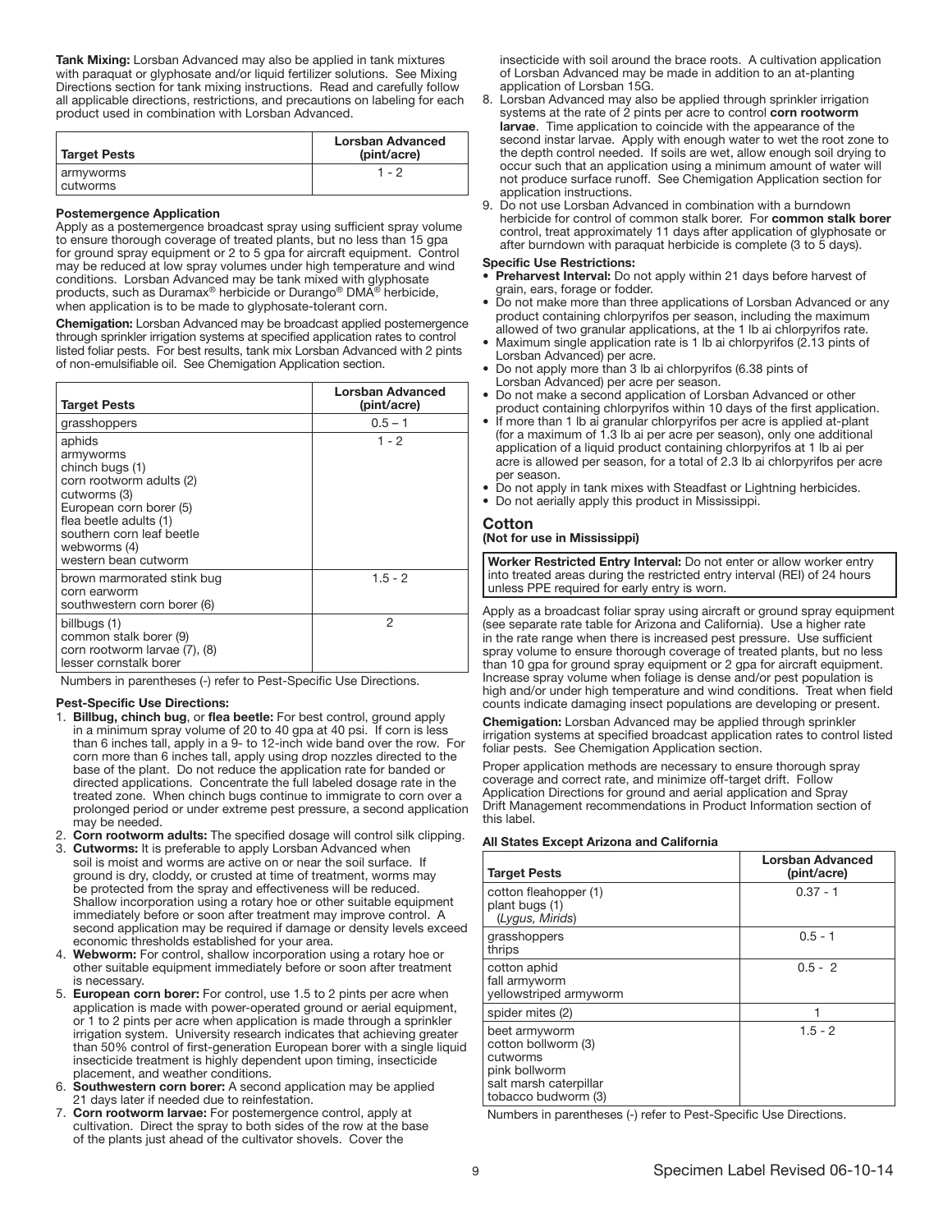**Tank Mixing:** Lorsban Advanced may also be applied in tank mixtures with paraquat or glyphosate and/or liquid fertilizer solutions. See Mixing Directions section for tank mixing instructions. Read and carefully follow all applicable directions, restrictions, and precautions on labeling for each product used in combination with Lorsban Advanced.

| Target Pests | Lorsban Advanced (pint/acre) |
|---|---|
| armyworms<br>cutworms | 1 - 2 |

**Postemergence Application**

Apply as a postemergence broadcast spray using sufficient spray volume to ensure thorough coverage of treated plants, but no less than 15 gpa for ground spray equipment or 2 to 5 gpa for aircraft equipment. Control may be reduced at low spray volumes under high temperature and wind conditions. Lorsban Advanced may be tank mixed with glyphosate products, such as Duramax® herbicide or Durango® DMA® herbicide, when application is to be made to glyphosate-tolerant corn.

**Chemigation:** Lorsban Advanced may be broadcast applied postemergence through sprinkler irrigation systems at specified application rates to control listed foliar pests. For best results, tank mix Lorsban Advanced with 2 pints of non-emulsifiable oil. See Chemigation Application section.

| Target Pests | Lorsban Advanced (pint/acre) |
|---|---|
| grasshoppers | 0.5 – 1 |
| aphids<br>armyworms<br>chinch bugs (1)<br>corn rootworm adults (2)<br>cutworms (3)<br>European corn borer (5)<br>flea beetle adults (1)<br>southern corn leaf beetle<br>webworms (4)<br>western bean cutworm | 1 - 2 |
| brown marmorated stink bug<br>corn earworm<br>southwestern corn borer (6) | 1.5 - 2 |
| billbugs (1)<br>common stalk borer (9)<br>corn rootworm larvae (7), (8)<br>lesser cornstalk borer | 2 |

Numbers in parentheses (-) refer to Pest-Specific Use Directions.

**Pest-Specific Use Directions:**

1. **Billbug, chinch bug**, or **flea beetle:** For best control, ground apply in a minimum spray volume of 20 to 40 gpa at 40 psi. If corn is less than 6 inches tall, apply in a 9- to 12-inch wide band over the row. For corn more than 6 inches tall, apply using drop nozzles directed to the base of the plant. Do not reduce the application rate for banded or directed applications. Concentrate the full labeled dosage rate in the treated zone. When chinch bugs continue to immigrate to corn over a prolonged period or under extreme pest pressure, a second application may be needed.
2. **Corn rootworm adults:** The specified dosage will control silk clipping.
3. **Cutworms:** It is preferable to apply Lorsban Advanced when soil is moist and worms are active on or near the soil surface. If ground is dry, cloddy, or crusted at time of treatment, worms may be protected from the spray and effectiveness will be reduced. Shallow incorporation using a rotary hoe or other suitable equipment immediately before or soon after treatment may improve control. A second application may be required if damage or density levels exceed economic thresholds established for your area.
4. **Webworm:** For control, shallow incorporation using a rotary hoe or other suitable equipment immediately before or soon after treatment is necessary.
5. **European corn borer:** For control, use 1.5 to 2 pints per acre when application is made with power-operated ground or aerial equipment, or 1 to 2 pints per acre when application is made through a sprinkler irrigation system. University research indicates that achieving greater than 50% control of first-generation European borer with a single liquid insecticide treatment is highly dependent upon timing, insecticide placement, and weather conditions.
6. **Southwestern corn borer:** A second application may be applied 21 days later if needed due to reinfestation.
7. **Corn rootworm larvae:** For postemergence control, apply at cultivation. Direct the spray to both sides of the row at the base of the plants just ahead of the cultivator shovels. Cover the insecticide with soil around the brace roots. A cultivation application of Lorsban Advanced may be made in addition to an at-planting application of Lorsban 15G.
8. Lorsban Advanced may also be applied through sprinkler irrigation systems at the rate of 2 pints per acre to control **corn rootworm larvae**. Time application to coincide with the appearance of the second instar larvae. Apply with enough water to wet the root zone to the depth control needed. If soils are wet, allow enough soil drying to occur such that an application using a minimum amount of water will not produce surface runoff. See Chemigation Application section for application instructions.
9. Do not use Lorsban Advanced in combination with a burndown herbicide for control of common stalk borer. For **common stalk borer** control, treat approximately 11 days after application of glyphosate or after burndown with paraquat herbicide is complete (3 to 5 days).

**Specific Use Restrictions:**

- **Preharvest Interval:** Do not apply within 21 days before harvest of grain, ears, forage or fodder.
- Do not make more than three applications of Lorsban Advanced or any product containing chlorpyrifos per season, including the maximum allowed of two granular applications, at the 1 lb ai chlorpyrifos rate.
- Maximum single application rate is 1 lb ai chlorpyrifos (2.13 pints of Lorsban Advanced) per acre.
- Do not apply more than 3 lb ai chlorpyrifos (6.38 pints of Lorsban Advanced) per acre per season.
- Do not make a second application of Lorsban Advanced or other product containing chlorpyrifos within 10 days of the first application.
- If more than 1 lb ai granular chlorpyrifos per acre is applied at-plant (for a maximum of 1.3 lb ai per acre per season), only one additional application of a liquid product containing chlorpyrifos at 1 lb ai per acre is allowed per season, for a total of 2.3 lb ai chlorpyrifos per acre per season.
- Do not apply in tank mixes with Steadfast or Lightning herbicides.
- Do not aerially apply this product in Mississippi.

## Cotton

**(Not for use in Mississippi)**

**Worker Restricted Entry Interval:** Do not enter or allow worker entry into treated areas during the restricted entry interval (REI) of 24 hours unless PPE required for early entry is worn.

Apply as a broadcast foliar spray using aircraft or ground spray equipment (see separate rate table for Arizona and California). Use a higher rate in the rate range when there is increased pest pressure. Use sufficient spray volume to ensure thorough coverage of treated plants, but no less than 10 gpa for ground spray equipment or 2 gpa for aircraft equipment. Increase spray volume when foliage is dense and/or pest population is high and/or under high temperature and wind conditions. Treat when field counts indicate damaging insect populations are developing or present.

**Chemigation:** Lorsban Advanced may be applied through sprinkler irrigation systems at specified broadcast application rates to control listed foliar pests. See Chemigation Application section.

Proper application methods are necessary to ensure thorough spray coverage and correct rate, and minimize off-target drift. Follow Application Directions for ground and aerial application and Spray Drift Management recommendations in Product Information section of this label.

**All States Except Arizona and California**

| Target Pests | Lorsban Advanced (pint/acre) |
|---|---|
| cotton fleahopper (1)<br>plant bugs (1)<br>(*Lygus, Mirids*) | 0.37 - 1 |
| grasshoppers<br>thrips | 0.5 - 1 |
| cotton aphid<br>fall armyworm<br>yellowstriped armyworm | 0.5 - 2 |
| spider mites (2) | 1 |
| beet armyworm<br>cotton bollworm (3)<br>cutworms<br>pink bollworm<br>salt marsh caterpillar<br>tobacco budworm (3) | 1.5 - 2 |

Numbers in parentheses (-) refer to Pest-Specific Use Directions.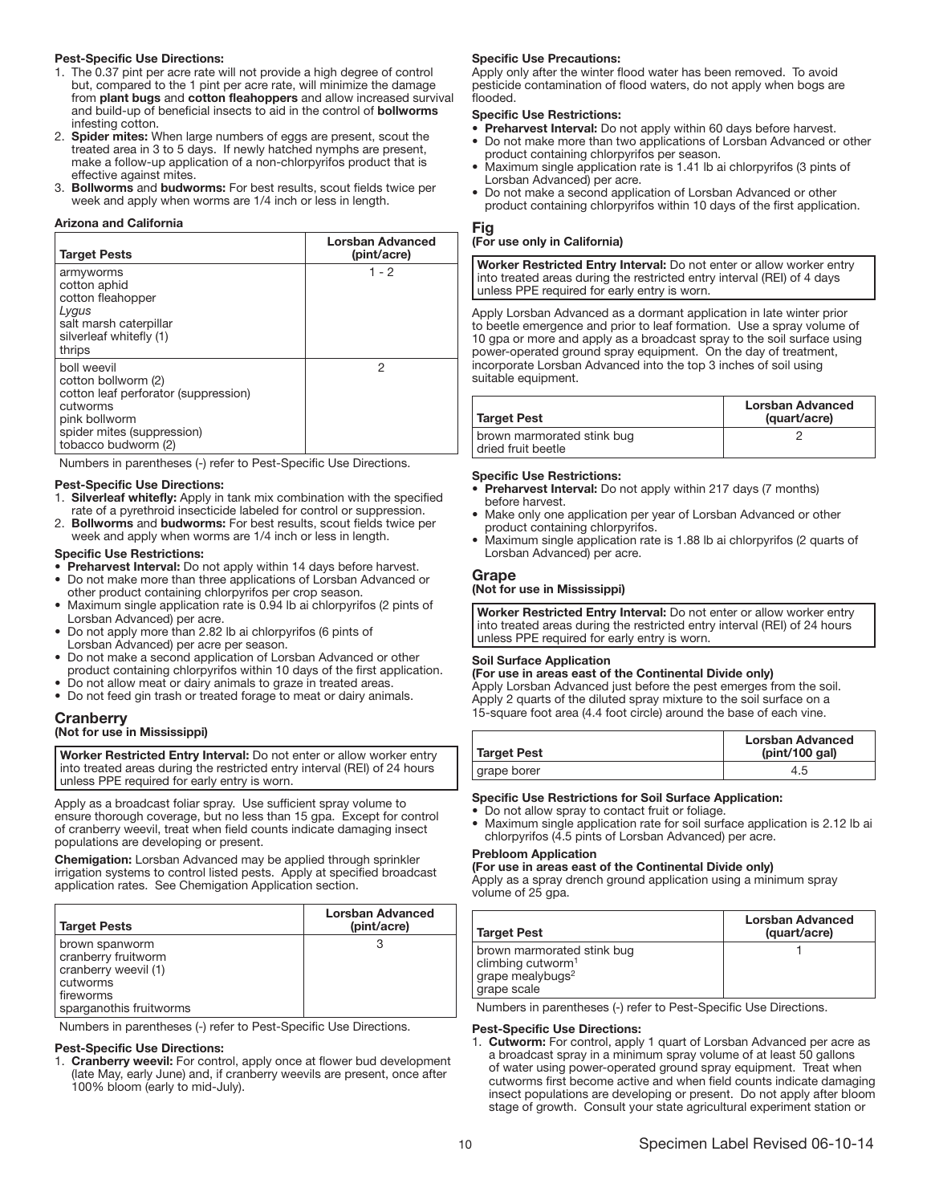**Pest-Specific Use Directions:**

1. The 0.37 pint per acre rate will not provide a high degree of control but, compared to the 1 pint per acre rate, will minimize the damage from **plant bugs** and **cotton fleahoppers** and allow increased survival and build-up of beneficial insects to aid in the control of **bollworms** infesting cotton.
2. **Spider mites:** When large numbers of eggs are present, scout the treated area in 3 to 5 days. If newly hatched nymphs are present, make a follow-up application of a non-chlorpyrifos product that is effective against mites.
3. **Bollworms** and **budworms:** For best results, scout fields twice per week and apply when worms are 1/4 inch or less in length.

**Arizona and California**

| Target Pests | Lorsban Advanced (pint/acre) |
|---|---|
| armyworms<br>cotton aphid<br>cotton fleahopper<br>*Lygus*<br>salt marsh caterpillar<br>silverleaf whitefly (1)<br>thrips | 1 - 2 |
| boll weevil<br>cotton bollworm (2)<br>cotton leaf perforator (suppression)<br>cutworms<br>pink bollworm<br>spider mites (suppression)<br>tobacco budworm (2) | 2 |

Numbers in parentheses (-) refer to Pest-Specific Use Directions.

**Pest-Specific Use Directions:**

1. **Silverleaf whitefly:** Apply in tank mix combination with the specified rate of a pyrethroid insecticide labeled for control or suppression.
2. **Bollworms** and **budworms:** For best results, scout fields twice per week and apply when worms are 1/4 inch or less in length.

**Specific Use Restrictions:**

- **Preharvest Interval:** Do not apply within 14 days before harvest.
- Do not make more than three applications of Lorsban Advanced or other product containing chlorpyrifos per crop season.
- Maximum single application rate is 0.94 lb ai chlorpyrifos (2 pints of Lorsban Advanced) per acre.
- Do not apply more than 2.82 lb ai chlorpyrifos (6 pints of Lorsban Advanced) per acre per season.
- Do not make a second application of Lorsban Advanced or other product containing chlorpyrifos within 10 days of the first application.
- Do not allow meat or dairy animals to graze in treated areas.
- Do not feed gin trash or treated forage to meat or dairy animals.

## Cranberry

**(Not for use in Mississippi)**

**Worker Restricted Entry Interval:** Do not enter or allow worker entry into treated areas during the restricted entry interval (REI) of 24 hours unless PPE required for early entry is worn.

Apply as a broadcast foliar spray. Use sufficient spray volume to ensure thorough coverage, but no less than 15 gpa. Except for control of cranberry weevil, treat when field counts indicate damaging insect populations are developing or present.

**Chemigation:** Lorsban Advanced may be applied through sprinkler irrigation systems to control listed pests. Apply at specified broadcast application rates. See Chemigation Application section.

| Target Pests | Lorsban Advanced (pint/acre) |
|---|---|
| brown spanworm<br>cranberry fruitworm<br>cranberry weevil (1)<br>cutworms<br>fireworms<br>sparganothis fruitworms | 3 |

Numbers in parentheses (-) refer to Pest-Specific Use Directions.

**Pest-Specific Use Directions:**

1. **Cranberry weevil:** For control, apply once at flower bud development (late May, early June) and, if cranberry weevils are present, once after 100% bloom (early to mid-July).

**Specific Use Precautions:**

Apply only after the winter flood water has been removed. To avoid pesticide contamination of flood waters, do not apply when bogs are flooded.

**Specific Use Restrictions:**

- **Preharvest Interval:** Do not apply within 60 days before harvest.
- Do not make more than two applications of Lorsban Advanced or other product containing chlorpyrifos per season.
- Maximum single application rate is 1.41 lb ai chlorpyrifos (3 pints of Lorsban Advanced) per acre.
- Do not make a second application of Lorsban Advanced or other product containing chlorpyrifos within 10 days of the first application.

## Fig

**(For use only in California)**

**Worker Restricted Entry Interval:** Do not enter or allow worker entry into treated areas during the restricted entry interval (REI) of 4 days unless PPE required for early entry is worn.

Apply Lorsban Advanced as a dormant application in late winter prior to beetle emergence and prior to leaf formation. Use a spray volume of 10 gpa or more and apply as a broadcast spray to the soil surface using power-operated ground spray equipment. On the day of treatment, incorporate Lorsban Advanced into the top 3 inches of soil using suitable equipment.

| Target Pest | Lorsban Advanced (quart/acre) |
|---|---|
| brown marmorated stink bug<br>dried fruit beetle | 2 |

**Specific Use Restrictions:**

- **Preharvest Interval:** Do not apply within 217 days (7 months) before harvest.
- Make only one application per year of Lorsban Advanced or other product containing chlorpyrifos.
- Maximum single application rate is 1.88 lb ai chlorpyrifos (2 quarts of Lorsban Advanced) per acre.

## Grape

**(Not for use in Mississippi)**

**Worker Restricted Entry Interval:** Do not enter or allow worker entry into treated areas during the restricted entry interval (REI) of 24 hours unless PPE required for early entry is worn.

**Soil Surface Application**

**(For use in areas east of the Continental Divide only)**

Apply Lorsban Advanced just before the pest emerges from the soil. Apply 2 quarts of the diluted spray mixture to the soil surface on a 15-square foot area (4.4 foot circle) around the base of each vine.

| Target Pest | Lorsban Advanced (pint/100 gal) |
|---|---|
| grape borer | 4.5 |

**Specific Use Restrictions for Soil Surface Application:**

- Do not allow spray to contact fruit or foliage.
- Maximum single application rate for soil surface application is 2.12 lb ai chlorpyrifos (4.5 pints of Lorsban Advanced) per acre.

**Prebloom Application**

**(For use in areas east of the Continental Divide only)**

Apply as a spray drench ground application using a minimum spray volume of 25 gpa.

| Target Pest | Lorsban Advanced (quart/acre) |
|---|---|
| brown marmorated stink bug<br>climbing cutworm[1]<br>grape mealybugs[2]<br>grape scale | 1 |

Numbers in parentheses (-) refer to Pest-Specific Use Directions.

**Pest-Specific Use Directions:**

1. **Cutworm:** For control, apply 1 quart of Lorsban Advanced per acre as a broadcast spray in a minimum spray volume of at least 50 gallons of water using power-operated ground spray equipment. Treat when cutworms first become active and when field counts indicate damaging insect populations are developing or present. Do not apply after bloom stage of growth. Consult your state agricultural experiment station or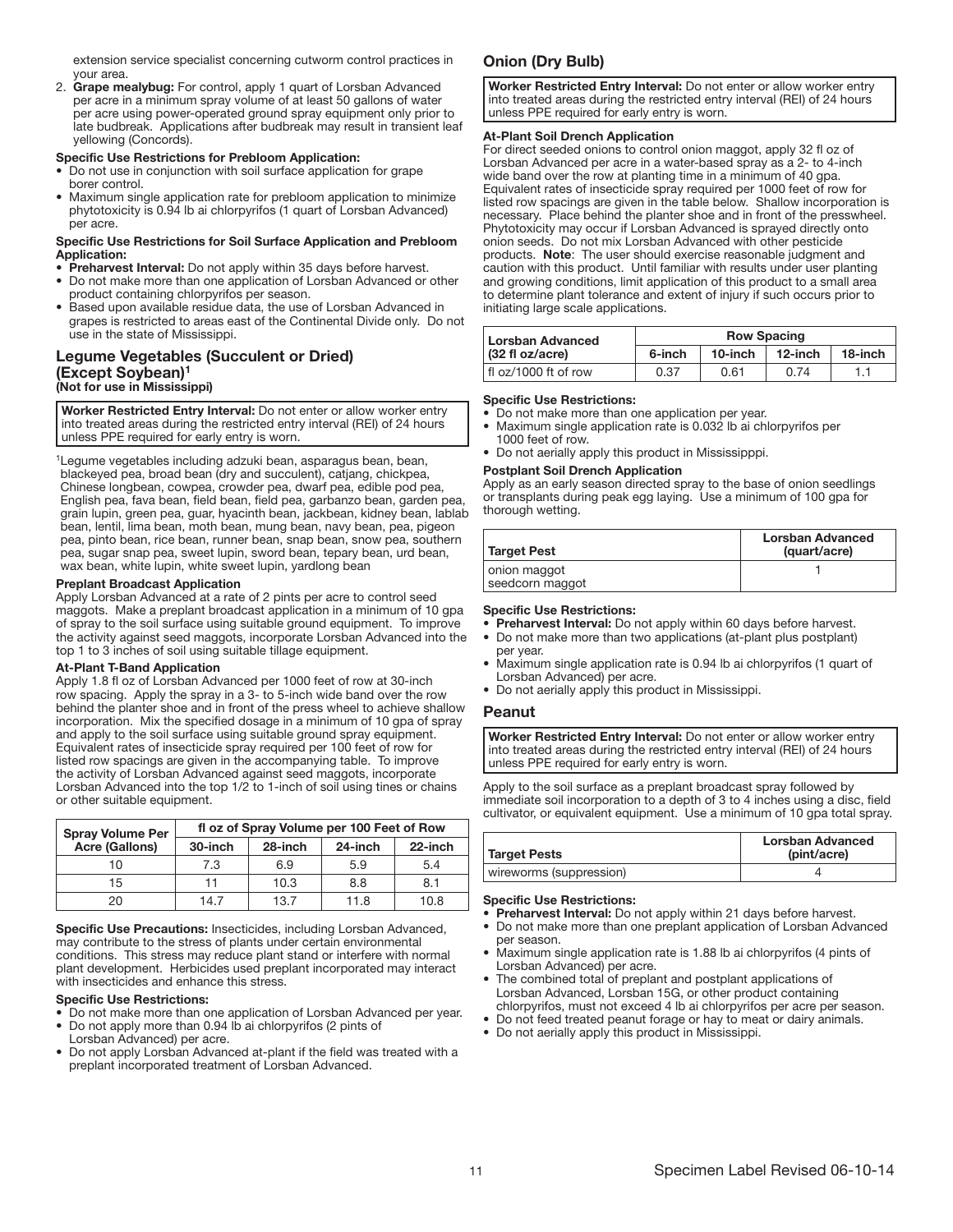extension service specialist concerning cutworm control practices in your area.

2. **Grape mealybug:** For control, apply 1 quart of Lorsban Advanced per acre in a minimum spray volume of at least 50 gallons of water per acre using power-operated ground spray equipment only prior to late budbreak. Applications after budbreak may result in transient leaf yellowing (Concords).

**Specific Use Restrictions for Prebloom Application:**

- Do not use in conjunction with soil surface application for grape borer control.
- Maximum single application rate for prebloom application to minimize phytotoxicity is 0.94 lb ai chlorpyrifos (1 quart of Lorsban Advanced) per acre.

**Specific Use Restrictions for Soil Surface Application and Prebloom Application:**

- **Preharvest Interval:** Do not apply within 35 days before harvest.
- Do not make more than one application of Lorsban Advanced or other product containing chlorpyrifos per season.
- Based upon available residue data, the use of Lorsban Advanced in grapes is restricted to areas east of the Continental Divide only. Do not use in the state of Mississippi.

## Legume Vegetables (Succulent or Dried) (Except Soybean)[1]
**(Not for use in Mississippi)**

**Worker Restricted Entry Interval:** Do not enter or allow worker entry into treated areas during the restricted entry interval (REI) of 24 hours unless PPE required for early entry is worn.

[1]Legume vegetables including adzuki bean, asparagus bean, bean, blackeyed pea, broad bean (dry and succulent), catjang, chickpea, Chinese longbean, cowpea, crowder pea, dwarf pea, edible pod pea, English pea, fava bean, field bean, field pea, garbanzo bean, garden pea, grain lupin, green pea, guar, hyacinth bean, jackbean, kidney bean, lablab bean, lentil, lima bean, moth bean, mung bean, navy bean, pea, pigeon pea, pinto bean, rice bean, runner bean, snap bean, snow pea, southern pea, sugar snap pea, sweet lupin, sword bean, tepary bean, urd bean, wax bean, white lupin, white sweet lupin, yardlong bean

**Preplant Broadcast Application**

Apply Lorsban Advanced at a rate of 2 pints per acre to control seed maggots. Make a preplant broadcast application in a minimum of 10 gpa of spray to the soil surface using suitable ground equipment. To improve the activity against seed maggots, incorporate Lorsban Advanced into the top 1 to 3 inches of soil using suitable tillage equipment.

**At-Plant T-Band Application**

Apply 1.8 fl oz of Lorsban Advanced per 1000 feet of row at 30-inch row spacing. Apply the spray in a 3- to 5-inch wide band over the row behind the planter shoe and in front of the press wheel to achieve shallow incorporation. Mix the specified dosage in a minimum of 10 gpa of spray and apply to the soil surface using suitable ground spray equipment. Equivalent rates of insecticide spray required per 100 feet of row for listed row spacings are given in the accompanying table. To improve the activity of Lorsban Advanced against seed maggots, incorporate Lorsban Advanced into the top 1/2 to 1-inch of soil using tines or chains or other suitable equipment.

| Spray Volume Per Acre (Gallons) | fl oz of Spray Volume per 100 Feet of Row | | | |
|---|---|---|---|---|
| | 30-inch | 28-inch | 24-inch | 22-inch |
| 10 | 7.3 | 6.9 | 5.9 | 5.4 |
| 15 | 11 | 10.3 | 8.8 | 8.1 |
| 20 | 14.7 | 13.7 | 11.8 | 10.8 |

**Specific Use Precautions:** Insecticides, including Lorsban Advanced, may contribute to the stress of plants under certain environmental conditions. This stress may reduce plant stand or interfere with normal plant development. Herbicides used preplant incorporated may interact with insecticides and enhance this stress.

**Specific Use Restrictions:**

- Do not make more than one application of Lorsban Advanced per year.
- Do not apply more than 0.94 lb ai chlorpyrifos (2 pints of Lorsban Advanced) per acre.
- Do not apply Lorsban Advanced at-plant if the field was treated with a preplant incorporated treatment of Lorsban Advanced.

## Onion (Dry Bulb)

**Worker Restricted Entry Interval:** Do not enter or allow worker entry into treated areas during the restricted entry interval (REI) of 24 hours unless PPE required for early entry is worn.

**At-Plant Soil Drench Application**

For direct seeded onions to control onion maggot, apply 32 fl oz of Lorsban Advanced per acre in a water-based spray as a 2- to 4-inch wide band over the row at planting time in a minimum of 40 gpa. Equivalent rates of insecticide spray required per 1000 feet of row for listed row spacings are given in the table below. Shallow incorporation is necessary. Place behind the planter shoe and in front of the presswheel. Phytotoxicity may occur if Lorsban Advanced is sprayed directly onto onion seeds. Do not mix Lorsban Advanced with other pesticide products. **Note**: The user should exercise reasonable judgment and caution with this product. Until familiar with results under user planting and growing conditions, limit application of this product to a small area to determine plant tolerance and extent of injury if such occurs prior to initiating large scale applications.

| Lorsban Advanced (32 fl oz/acre) | Row Spacing | | | |
|---|---|---|---|---|
| | 6-inch | 10-inch | 12-inch | 18-inch |
| fl oz/1000 ft of row | 0.37 | 0.61 | 0.74 | 1.1 |

**Specific Use Restrictions:**

- Do not make more than one application per year.
- Maximum single application rate is 0.032 lb ai chlorpyrifos per 1000 feet of row.
- Do not aerially apply this product in Mississipppi.

**Postplant Soil Drench Application**

Apply as an early season directed spray to the base of onion seedlings or transplants during peak egg laying. Use a minimum of 100 gpa for thorough wetting.

| Target Pest | Lorsban Advanced (quart/acre) |
|---|---|
| onion maggot<br>seedcorn maggot | 1 |

**Specific Use Restrictions:**

- **Preharvest Interval:** Do not apply within 60 days before harvest.
- Do not make more than two applications (at-plant plus postplant) per year.
- Maximum single application rate is 0.94 lb ai chlorpyrifos (1 quart of Lorsban Advanced) per acre.
- Do not aerially apply this product in Mississippi.

## Peanut

**Worker Restricted Entry Interval:** Do not enter or allow worker entry into treated areas during the restricted entry interval (REI) of 24 hours unless PPE required for early entry is worn.

Apply to the soil surface as a preplant broadcast spray followed by immediate soil incorporation to a depth of 3 to 4 inches using a disc, field cultivator, or equivalent equipment. Use a minimum of 10 gpa total spray.

| Target Pests | Lorsban Advanced (pint/acre) |
|---|---|
| wireworms (suppression) | 4 |

**Specific Use Restrictions:**

- **Preharvest Interval:** Do not apply within 21 days before harvest.
- Do not make more than one preplant application of Lorsban Advanced per season.
- Maximum single application rate is 1.88 lb ai chlorpyrifos (4 pints of Lorsban Advanced) per acre.
- The combined total of preplant and postplant applications of Lorsban Advanced, Lorsban 15G, or other product containing chlorpyrifos, must not exceed 4 lb ai chlorpyrifos per acre per season.
- Do not feed treated peanut forage or hay to meat or dairy animals.
- Do not aerially apply this product in Mississippi.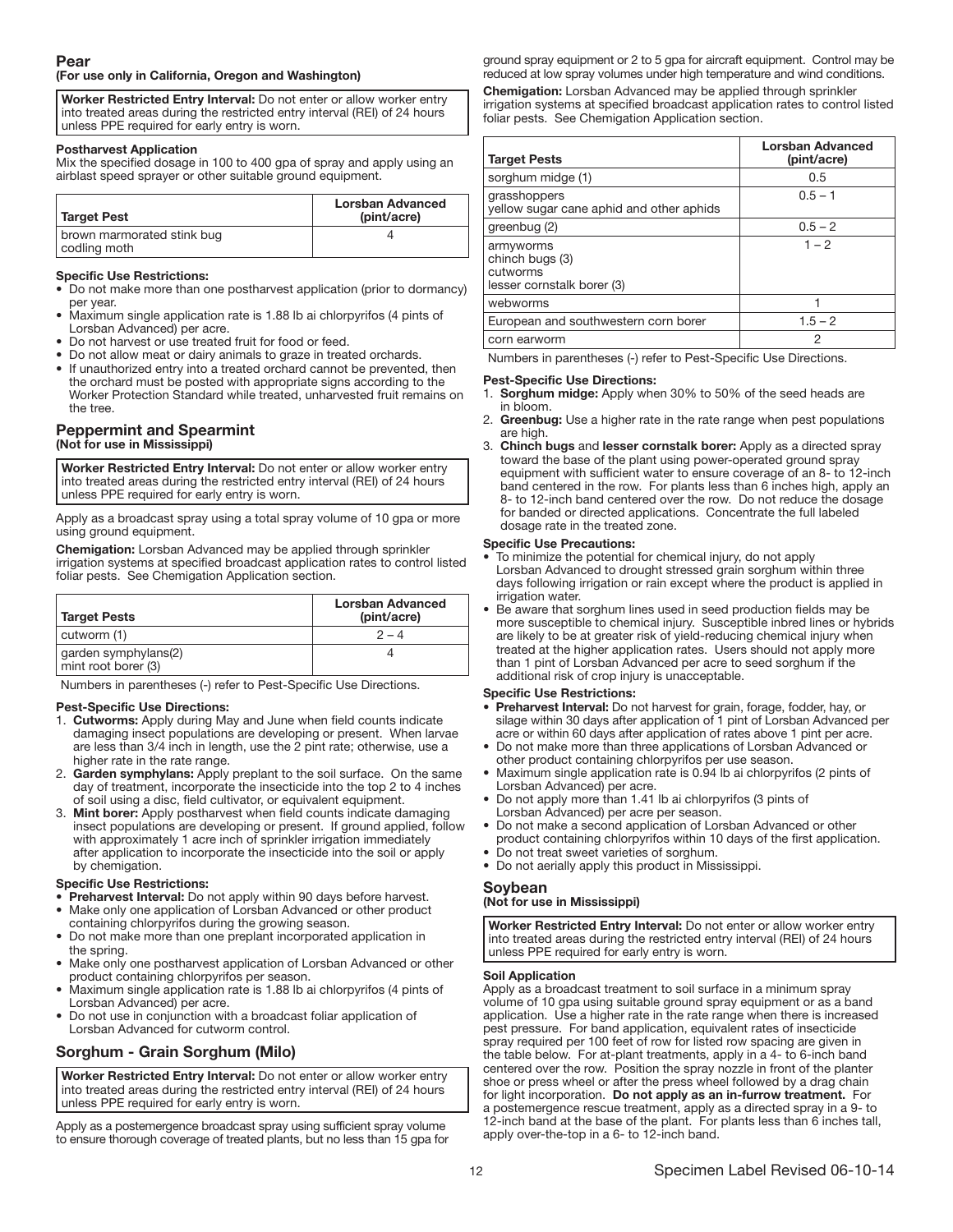## Pear

**(For use only in California, Oregon and Washington)**

**Worker Restricted Entry Interval:** Do not enter or allow worker entry into treated areas during the restricted entry interval (REI) of 24 hours unless PPE required for early entry is worn.

**Postharvest Application**

Mix the specified dosage in 100 to 400 gpa of spray and apply using an airblast speed sprayer or other suitable ground equipment.

| Target Pest | Lorsban Advanced (pint/acre) |
|---|---|
| brown marmorated stink bug<br>codling moth | 4 |

**Specific Use Restrictions:**

- Do not make more than one postharvest application (prior to dormancy) per year.
- Maximum single application rate is 1.88 lb ai chlorpyrifos (4 pints of Lorsban Advanced) per acre.
- Do not harvest or use treated fruit for food or feed.
- Do not allow meat or dairy animals to graze in treated orchards.
- If unauthorized entry into a treated orchard cannot be prevented, then the orchard must be posted with appropriate signs according to the Worker Protection Standard while treated, unharvested fruit remains on the tree.

## Peppermint and Spearmint

**(Not for use in Mississippi)**

**Worker Restricted Entry Interval:** Do not enter or allow worker entry into treated areas during the restricted entry interval (REI) of 24 hours unless PPE required for early entry is worn.

Apply as a broadcast spray using a total spray volume of 10 gpa or more using ground equipment.

**Chemigation:** Lorsban Advanced may be applied through sprinkler irrigation systems at specified broadcast application rates to control listed foliar pests. See Chemigation Application section.

| Target Pests | Lorsban Advanced (pint/acre) |
|---|---|
| cutworm (1) | 2 – 4 |
| garden symphylans(2)<br>mint root borer (3) | 4 |

Numbers in parentheses (-) refer to Pest-Specific Use Directions.

**Pest-Specific Use Directions:**

1. **Cutworms:** Apply during May and June when field counts indicate damaging insect populations are developing or present. When larvae are less than 3/4 inch in length, use the 2 pint rate; otherwise, use a higher rate in the rate range.
2. **Garden symphylans:** Apply preplant to the soil surface. On the same day of treatment, incorporate the insecticide into the top 2 to 4 inches of soil using a disc, field cultivator, or equivalent equipment.
3. **Mint borer:** Apply postharvest when field counts indicate damaging insect populations are developing or present. If ground applied, follow with approximately 1 acre inch of sprinkler irrigation immediately after application to incorporate the insecticide into the soil or apply by chemigation.

**Specific Use Restrictions:**

- **Preharvest Interval:** Do not apply within 90 days before harvest.
- Make only one application of Lorsban Advanced or other product containing chlorpyrifos during the growing season.
- Do not make more than one preplant incorporated application in the spring.
- Make only one postharvest application of Lorsban Advanced or other product containing chlorpyrifos per season.
- Maximum single application rate is 1.88 lb ai chlorpyrifos (4 pints of Lorsban Advanced) per acre.
- Do not use in conjunction with a broadcast foliar application of Lorsban Advanced for cutworm control.

## Sorghum - Grain Sorghum (Milo)

**Worker Restricted Entry Interval:** Do not enter or allow worker entry into treated areas during the restricted entry interval (REI) of 24 hours unless PPE required for early entry is worn.

Apply as a postemergence broadcast spray using sufficient spray volume to ensure thorough coverage of treated plants, but no less than 15 gpa for ground spray equipment or 2 to 5 gpa for aircraft equipment. Control may be reduced at low spray volumes under high temperature and wind conditions.

**Chemigation:** Lorsban Advanced may be applied through sprinkler irrigation systems at specified broadcast application rates to control listed foliar pests. See Chemigation Application section.

| Target Pests | Lorsban Advanced (pint/acre) |
|---|---|
| sorghum midge (1) | 0.5 |
| grasshoppers<br>yellow sugar cane aphid and other aphids | 0.5 – 1 |
| greenbug (2) | 0.5 – 2 |
| armyworms<br>chinch bugs (3)<br>cutworms<br>lesser cornstalk borer (3) | 1 – 2 |
| webworms | 1 |
| European and southwestern corn borer | 1.5 – 2 |
| corn earworm | 2 |

Numbers in parentheses (-) refer to Pest-Specific Use Directions.

**Pest-Specific Use Directions:**

1. **Sorghum midge:** Apply when 30% to 50% of the seed heads are in bloom.
2. **Greenbug:** Use a higher rate in the rate range when pest populations are high.
3. **Chinch bugs** and **lesser cornstalk borer:** Apply as a directed spray toward the base of the plant using power-operated ground spray equipment with sufficient water to ensure coverage of an 8- to 12-inch band centered in the row. For plants less than 6 inches high, apply an 8- to 12-inch band centered over the row. Do not reduce the dosage for banded or directed applications. Concentrate the full labeled dosage rate in the treated zone.

**Specific Use Precautions:**

- To minimize the potential for chemical injury, do not apply Lorsban Advanced to drought stressed grain sorghum within three days following irrigation or rain except where the product is applied in irrigation water.
- Be aware that sorghum lines used in seed production fields may be more susceptible to chemical injury. Susceptible inbred lines or hybrids are likely to be at greater risk of yield-reducing chemical injury when treated at the higher application rates. Users should not apply more than 1 pint of Lorsban Advanced per acre to seed sorghum if the additional risk of crop injury is unacceptable.

**Specific Use Restrictions:**

- **Preharvest Interval:** Do not harvest for grain, forage, fodder, hay, or silage within 30 days after application of 1 pint of Lorsban Advanced per acre or within 60 days after application of rates above 1 pint per acre.
- Do not make more than three applications of Lorsban Advanced or other product containing chlorpyrifos per use season.
- Maximum single application rate is 0.94 lb ai chlorpyrifos (2 pints of Lorsban Advanced) per acre.
- Do not apply more than 1.41 lb ai chlorpyrifos (3 pints of Lorsban Advanced) per acre per season.
- Do not make a second application of Lorsban Advanced or other product containing chlorpyrifos within 10 days of the first application.
- Do not treat sweet varieties of sorghum.
- Do not aerially apply this product in Mississippi.

## Soybean

**(Not for use in Mississippi)**

**Worker Restricted Entry Interval:** Do not enter or allow worker entry into treated areas during the restricted entry interval (REI) of 24 hours unless PPE required for early entry is worn.

**Soil Application**

Apply as a broadcast treatment to soil surface in a minimum spray volume of 10 gpa using suitable ground spray equipment or as a band application. Use a higher rate in the rate range when there is increased pest pressure. For band application, equivalent rates of insecticide spray required per 100 feet of row for listed row spacing are given in the table below. For at-plant treatments, apply in a 4- to 6-inch band centered over the row. Position the spray nozzle in front of the planter shoe or press wheel or after the press wheel followed by a drag chain for light incorporation. **Do not apply as an in-furrow treatment.** For a postemergence rescue treatment, apply as a directed spray in a 9- to 12-inch band at the base of the plant. For plants less than 6 inches tall, apply over-the-top in a 6- to 12-inch band.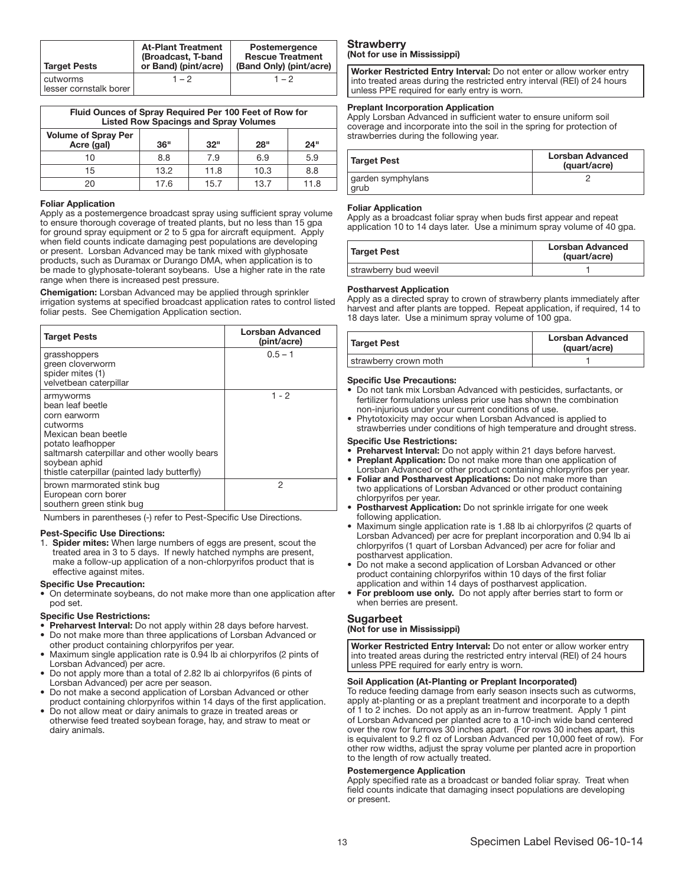| Target Pests | At-Plant Treatment (Broadcast, T-band or Band) (pint/acre) | Postemergence Rescue Treatment (Band Only) (pint/acre) |
|---|---|---|
| cutworms<br>lesser cornstalk borer | 1 – 2 | 1 – 2 |

| Fluid Ounces of Spray Required Per 100 Feet of Row for Listed Row Spacings and Spray Volumes | | | | |
|---|---|---|---|---|
| Volume of Spray Per Acre (gal) | 36" | 32" | 28" | 24" |
| 10 | 8.8 | 7.9 | 6.9 | 5.9 |
| 15 | 13.2 | 11.8 | 10.3 | 8.8 |
| 20 | 17.6 | 15.7 | 13.7 | 11.8 |

**Foliar Application**

Apply as a postemergence broadcast spray using sufficient spray volume to ensure thorough coverage of treated plants, but no less than 15 gpa for ground spray equipment or 2 to 5 gpa for aircraft equipment. Apply when field counts indicate damaging pest populations are developing or present. Lorsban Advanced may be tank mixed with glyphosate products, such as Duramax or Durango DMA, when application is to be made to glyphosate-tolerant soybeans. Use a higher rate in the rate range when there is increased pest pressure.

**Chemigation:** Lorsban Advanced may be applied through sprinkler irrigation systems at specified broadcast application rates to control listed foliar pests. See Chemigation Application section.

| Target Pests | Lorsban Advanced (pint/acre) |
|---|---|
| grasshoppers<br>green cloverworm<br>spider mites (1)<br>velvetbean caterpillar | 0.5 – 1 |
| armyworms<br>bean leaf beetle<br>corn earworm<br>cutworms<br>Mexican bean beetle<br>potato leafhopper<br>saltmarsh caterpillar and other woolly bears<br>soybean aphid<br>thistle caterpillar (painted lady butterfly) | 1 - 2 |
| brown marmorated stink bug<br>European corn borer<br>southern green stink bug | 2 |

Numbers in parentheses (-) refer to Pest-Specific Use Directions.

**Pest-Specific Use Directions:**

1. **Spider mites:** When large numbers of eggs are present, scout the treated area in 3 to 5 days. If newly hatched nymphs are present, make a follow-up application of a non-chlorpyrifos product that is effective against mites.

**Specific Use Precaution:**

- On determinate soybeans, do not make more than one application after pod set.

**Specific Use Restrictions:**

- **Preharvest Interval:** Do not apply within 28 days before harvest.
- Do not make more than three applications of Lorsban Advanced or other product containing chlorpyrifos per year.
- Maximum single application rate is 0.94 lb ai chlorpyrifos (2 pints of Lorsban Advanced) per acre.
- Do not apply more than a total of 2.82 lb ai chlorpyrifos (6 pints of Lorsban Advanced) per acre per season.
- Do not make a second application of Lorsban Advanced or other product containing chlorpyrifos within 14 days of the first application.
- Do not allow meat or dairy animals to graze in treated areas or otherwise feed treated soybean forage, hay, and straw to meat or dairy animals.

## Strawberry
**(Not for use in Mississippi)**

**Worker Restricted Entry Interval:** Do not enter or allow worker entry into treated areas during the restricted entry interval (REI) of 24 hours unless PPE required for early entry is worn.

**Preplant Incorporation Application**

Apply Lorsban Advanced in sufficient water to ensure uniform soil coverage and incorporate into the soil in the spring for protection of strawberries during the following year.

| Target Pest | Lorsban Advanced (quart/acre) |
|---|---|
| garden symphylans<br>grub | 2 |

**Foliar Application**

Apply as a broadcast foliar spray when buds first appear and repeat application 10 to 14 days later. Use a minimum spray volume of 40 gpa.

| Target Pest | Lorsban Advanced (quart/acre) |
|---|---|
| strawberry bud weevil | 1 |

**Postharvest Application**

Apply as a directed spray to crown of strawberry plants immediately after harvest and after plants are topped. Repeat application, if required, 14 to 18 days later. Use a minimum spray volume of 100 gpa.

| Target Pest | Lorsban Advanced (quart/acre) |
|---|---|
| strawberry crown moth | 1 |

**Specific Use Precautions:**

- Do not tank mix Lorsban Advanced with pesticides, surfactants, or fertilizer formulations unless prior use has shown the combination non-injurious under your current conditions of use.
- Phytotoxicity may occur when Lorsban Advanced is applied to strawberries under conditions of high temperature and drought stress.

**Specific Use Restrictions:**

- **Preharvest Interval:** Do not apply within 21 days before harvest.
- **Preplant Application:** Do not make more than one application of Lorsban Advanced or other product containing chlorpyrifos per year.
- **Foliar and Postharvest Applications:** Do not make more than two applications of Lorsban Advanced or other product containing chlorpyrifos per year.
- **Postharvest Application:** Do not sprinkle irrigate for one week following application.
- Maximum single application rate is 1.88 lb ai chlorpyrifos (2 quarts of Lorsban Advanced) per acre for preplant incorporation and 0.94 lb ai chlorpyrifos (1 quart of Lorsban Advanced) per acre for foliar and postharvest application.
- Do not make a second application of Lorsban Advanced or other product containing chlorpyrifos within 10 days of the first foliar application and within 14 days of postharvest application.
- **For prebloom use only.** Do not apply after berries start to form or when berries are present.

## Sugarbeet
**(Not for use in Mississippi)**

**Worker Restricted Entry Interval:** Do not enter or allow worker entry into treated areas during the restricted entry interval (REI) of 24 hours unless PPE required for early entry is worn.

**Soil Application (At-Planting or Preplant Incorporated)**

To reduce feeding damage from early season insects such as cutworms, apply at-planting or as a preplant treatment and incorporate to a depth of 1 to 2 inches. Do not apply as an in-furrow treatment. Apply 1 pint of Lorsban Advanced per planted acre to a 10-inch wide band centered over the row for furrows 30 inches apart. (For rows 30 inches apart, this is equivalent to 9.2 fl oz of Lorsban Advanced per 10,000 feet of row). For other row widths, adjust the spray volume per planted acre in proportion to the length of row actually treated.

**Postemergence Application**

Apply specified rate as a broadcast or banded foliar spray. Treat when field counts indicate that damaging insect populations are developing or present.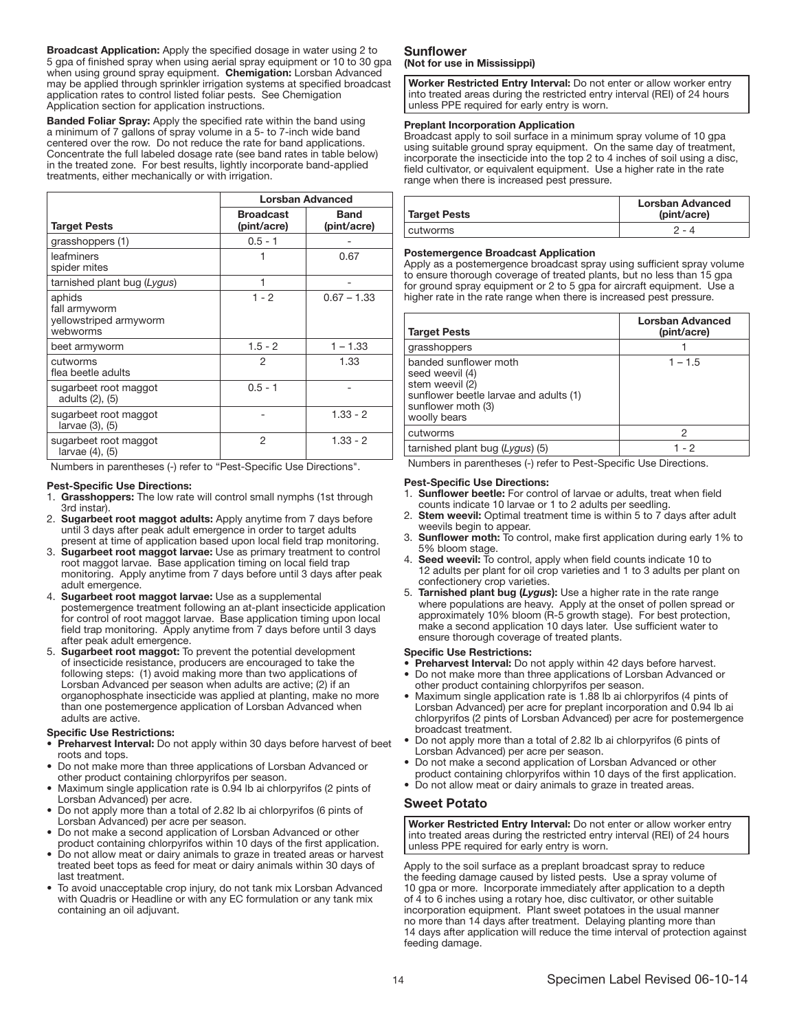**Broadcast Application:** Apply the specified dosage in water using 2 to 5 gpa of finished spray when using aerial spray equipment or 10 to 30 gpa when using ground spray equipment. **Chemigation:** Lorsban Advanced may be applied through sprinkler irrigation systems at specified broadcast application rates to control listed foliar pests. See Chemigation Application section for application instructions.

**Banded Foliar Spray:** Apply the specified rate within the band using a minimum of 7 gallons of spray volume in a 5- to 7-inch wide band centered over the row. Do not reduce the rate for band applications. Concentrate the full labeled dosage rate (see band rates in table below) in the treated zone. For best results, lightly incorporate band-applied treatments, either mechanically or with irrigation.

| | Lorsban Advanced | |
|---|---|---|
| **Target Pests** | **Broadcast (pint/acre)** | **Band (pint/acre)** |
| grasshoppers (1) | 0.5 - 1 | - |
| leafminers<br>spider mites | 1 | 0.67 |
| tarnished plant bug (*Lygus*) | 1 | - |
| aphids<br>fall armyworm<br>yellowstriped armyworm<br>webworms | 1 - 2 | 0.67 – 1.33 |
| beet armyworm | 1.5 - 2 | 1 – 1.33 |
| cutworms<br>flea beetle adults | 2 | 1.33 |
| sugarbeet root maggot adults (2), (5) | 0.5 - 1 | - |
| sugarbeet root maggot larvae (3), (5) | - | 1.33 - 2 |
| sugarbeet root maggot larvae (4), (5) | 2 | 1.33 - 2 |

Numbers in parentheses (-) refer to "Pest-Specific Use Directions".

**Pest-Specific Use Directions:**

1. **Grasshoppers:** The low rate will control small nymphs (1st through 3rd instar).
2. **Sugarbeet root maggot adults:** Apply anytime from 7 days before until 3 days after peak adult emergence in order to target adults present at time of application based upon local field trap monitoring.
3. **Sugarbeet root maggot larvae:** Use as primary treatment to control root maggot larvae. Base application timing on local field trap monitoring. Apply anytime from 7 days before until 3 days after peak adult emergence.
4. **Sugarbeet root maggot larvae:** Use as a supplemental postemergence treatment following an at-plant insecticide application for control of root maggot larvae. Base application timing upon local field trap monitoring. Apply anytime from 7 days before until 3 days after peak adult emergence.
5. **Sugarbeet root maggot:** To prevent the potential development of insecticide resistance, producers are encouraged to take the following steps: (1) avoid making more than two applications of Lorsban Advanced per season when adults are active; (2) if an organophosphate insecticide was applied at planting, make no more than one postemergence application of Lorsban Advanced when adults are active.

**Specific Use Restrictions:**

- **Preharvest Interval:** Do not apply within 30 days before harvest of beet roots and tops.
- Do not make more than three applications of Lorsban Advanced or other product containing chlorpyrifos per season.
- Maximum single application rate is 0.94 lb ai chlorpyrifos (2 pints of Lorsban Advanced) per acre.
- Do not apply more than a total of 2.82 lb ai chlorpyrifos (6 pints of Lorsban Advanced) per acre per season.
- Do not make a second application of Lorsban Advanced or other product containing chlorpyrifos within 10 days of the first application.
- Do not allow meat or dairy animals to graze in treated areas or harvest treated beet tops as feed for meat or dairy animals within 30 days of last treatment.
- To avoid unacceptable crop injury, do not tank mix Lorsban Advanced with Quadris or Headline or with any EC formulation or any tank mix containing an oil adjuvant.

## Sunflower

**(Not for use in Mississippi)**

**Worker Restricted Entry Interval:** Do not enter or allow worker entry into treated areas during the restricted entry interval (REI) of 24 hours unless PPE required for early entry is worn.

**Preplant Incorporation Application**

Broadcast apply to soil surface in a minimum spray volume of 10 gpa using suitable ground spray equipment. On the same day of treatment, incorporate the insecticide into the top 2 to 4 inches of soil using a disc, field cultivator, or equivalent equipment. Use a higher rate in the rate range when there is increased pest pressure.

| Target Pests | Lorsban Advanced (pint/acre) |
|---|---|
| cutworms | 2 - 4 |

**Postemergence Broadcast Application**

Apply as a postemergence broadcast spray using sufficient spray volume to ensure thorough coverage of treated plants, but no less than 15 gpa for ground spray equipment or 2 to 5 gpa for aircraft equipment. Use a higher rate in the rate range when there is increased pest pressure.

| Target Pests | Lorsban Advanced (pint/acre) |
|---|---|
| grasshoppers | 1 |
| banded sunflower moth<br>seed weevil (4)<br>stem weevil (2)<br>sunflower beetle larvae and adults (1)<br>sunflower moth (3)<br>woolly bears | 1 – 1.5 |
| cutworms | 2 |
| tarnished plant bug (*Lygus*) (5) | 1 - 2 |

Numbers in parentheses (-) refer to Pest-Specific Use Directions.

**Pest-Specific Use Directions:**

1. **Sunflower beetle:** For control of larvae or adults, treat when field counts indicate 10 larvae or 1 to 2 adults per seedling.
2. **Stem weevil:** Optimal treatment time is within 5 to 7 days after adult weevils begin to appear.
3. **Sunflower moth:** To control, make first application during early 1% to 5% bloom stage.
4. **Seed weevil:** To control, apply when field counts indicate 10 to 12 adults per plant for oil crop varieties and 1 to 3 adults per plant on confectionery crop varieties.
5. **Tarnished plant bug (*Lygus*):** Use a higher rate in the rate range where populations are heavy. Apply at the onset of pollen spread or approximately 10% bloom (R-5 growth stage). For best protection, make a second application 10 days later. Use sufficient water to ensure thorough coverage of treated plants.

**Specific Use Restrictions:**

- **Preharvest Interval:** Do not apply within 42 days before harvest.
- Do not make more than three applications of Lorsban Advanced or other product containing chlorpyrifos per season.
- Maximum single application rate is 1.88 lb ai chlorpyrifos (4 pints of Lorsban Advanced) per acre for preplant incorporation and 0.94 lb ai chlorpyrifos (2 pints of Lorsban Advanced) per acre for postemergence broadcast treatment.
- Do not apply more than a total of 2.82 lb ai chlorpyrifos (6 pints of Lorsban Advanced) per acre per season.
- Do not make a second application of Lorsban Advanced or other product containing chlorpyrifos within 10 days of the first application.
- Do not allow meat or dairy animals to graze in treated areas.

## Sweet Potato

**Worker Restricted Entry Interval:** Do not enter or allow worker entry into treated areas during the restricted entry interval (REI) of 24 hours unless PPE required for early entry is worn.

Apply to the soil surface as a preplant broadcast spray to reduce the feeding damage caused by listed pests. Use a spray volume of 10 gpa or more. Incorporate immediately after application to a depth of 4 to 6 inches using a rotary hoe, disc cultivator, or other suitable incorporation equipment. Plant sweet potatoes in the usual manner no more than 14 days after treatment. Delaying planting more than 14 days after application will reduce the time interval of protection against feeding damage.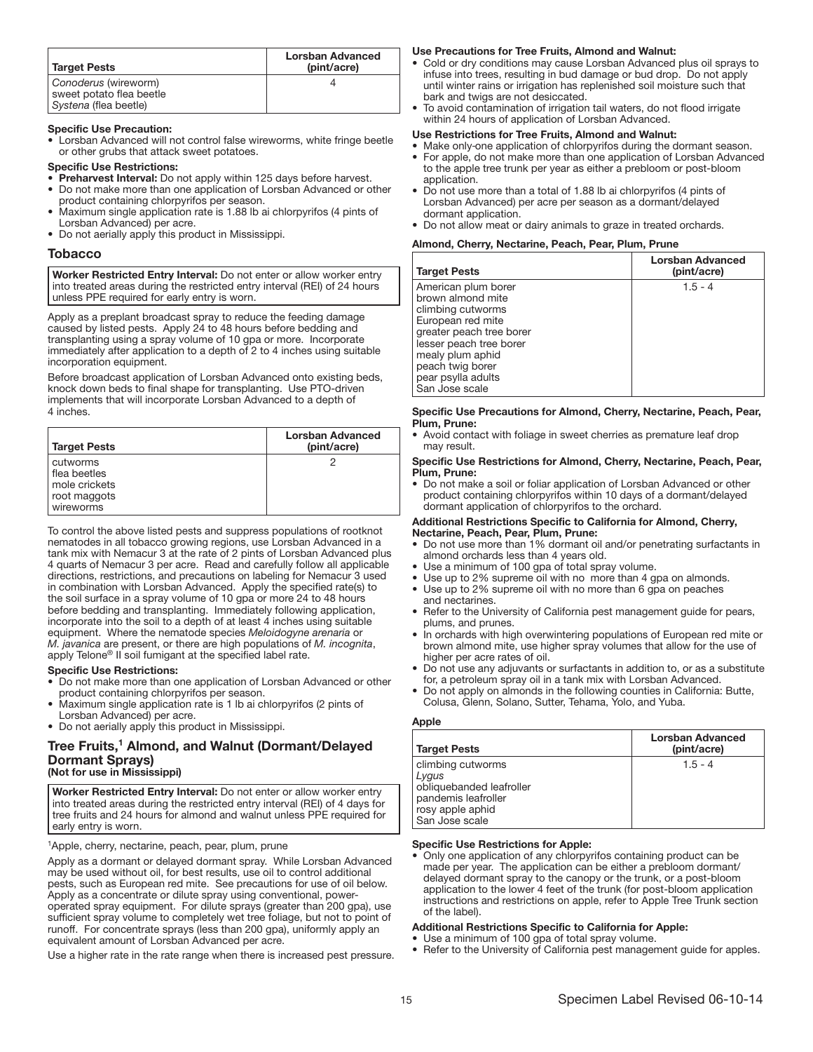| Target Pests | Lorsban Advanced (pint/acre) |
|---|---|
| *Conoderus* (wireworm)<br>sweet potato flea beetle<br>*Systena* (flea beetle) | 4 |

**Specific Use Precaution:**
- Lorsban Advanced will not control false wireworms, white fringe beetle or other grubs that attack sweet potatoes.

**Specific Use Restrictions:**
- **Preharvest Interval:** Do not apply within 125 days before harvest.
- Do not make more than one application of Lorsban Advanced or other product containing chlorpyrifos per season.
- Maximum single application rate is 1.88 lb ai chlorpyrifos (4 pints of Lorsban Advanced) per acre.
- Do not aerially apply this product in Mississippi.

## Tobacco

**Worker Restricted Entry Interval:** Do not enter or allow worker entry into treated areas during the restricted entry interval (REI) of 24 hours unless PPE required for early entry is worn.

Apply as a preplant broadcast spray to reduce the feeding damage caused by listed pests. Apply 24 to 48 hours before bedding and transplanting using a spray volume of 10 gpa or more. Incorporate immediately after application to a depth of 2 to 4 inches using suitable incorporation equipment.

Before broadcast application of Lorsban Advanced onto existing beds, knock down beds to final shape for transplanting. Use PTO-driven implements that will incorporate Lorsban Advanced to a depth of 4 inches.

| Target Pests | Lorsban Advanced (pint/acre) |
|---|---|
| cutworms<br>flea beetles<br>mole crickets<br>root maggots<br>wireworms | 2 |

To control the above listed pests and suppress populations of rootknot nematodes in all tobacco growing regions, use Lorsban Advanced in a tank mix with Nemacur 3 at the rate of 2 pints of Lorsban Advanced plus 4 quarts of Nemacur 3 per acre. Read and carefully follow all applicable directions, restrictions, and precautions on labeling for Nemacur 3 used in combination with Lorsban Advanced. Apply the specified rate(s) to the soil surface in a spray volume of 10 gpa or more 24 to 48 hours before bedding and transplanting. Immediately following application, incorporate into the soil to a depth of at least 4 inches using suitable equipment. Where the nematode species *Meloidogyne arenaria* or *M. javanica* are present, or there are high populations of *M. incognita*, apply Telone® II soil fumigant at the specified label rate.

**Specific Use Restrictions:**
- Do not make more than one application of Lorsban Advanced or other product containing chlorpyrifos per season.
- Maximum single application rate is 1 lb ai chlorpyrifos (2 pints of Lorsban Advanced) per acre.
- Do not aerially apply this product in Mississippi.

## Tree Fruits,[1] Almond, and Walnut (Dormant/Delayed Dormant Sprays)
**(Not for use in Mississippi)**

**Worker Restricted Entry Interval:** Do not enter or allow worker entry into treated areas during the restricted entry interval (REI) of 4 days for tree fruits and 24 hours for almond and walnut unless PPE required for early entry is worn.

[1]Apple, cherry, nectarine, peach, pear, plum, prune

Apply as a dormant or delayed dormant spray. While Lorsban Advanced may be used without oil, for best results, use oil to control additional pests, such as European red mite. See precautions for use of oil below. Apply as a concentrate or dilute spray using conventional, power-operated spray equipment. For dilute sprays (greater than 200 gpa), use sufficient spray volume to completely wet tree foliage, but not to point of runoff. For concentrate sprays (less than 200 gpa), uniformly apply an equivalent amount of Lorsban Advanced per acre.

Use a higher rate in the rate range when there is increased pest pressure.

**Use Precautions for Tree Fruits, Almond and Walnut:**
- Cold or dry conditions may cause Lorsban Advanced plus oil sprays to infuse into trees, resulting in bud damage or bud drop. Do not apply until winter rains or irrigation has replenished soil moisture such that bark and twigs are not desiccated.
- To avoid contamination of irrigation tail waters, do not flood irrigate within 24 hours of application of Lorsban Advanced.

**Use Restrictions for Tree Fruits, Almond and Walnut:**
- Make only one application of chlorpyrifos during the dormant season.
- For apple, do not make more than one application of Lorsban Advanced to the apple tree trunk per year as either a prebloom or post-bloom application.
- Do not use more than a total of 1.88 lb ai chlorpyrifos (4 pints of Lorsban Advanced) per acre per season as a dormant/delayed dormant application.
- Do not allow meat or dairy animals to graze in treated orchards.

**Almond, Cherry, Nectarine, Peach, Pear, Plum, Prune**

| Target Pests | Lorsban Advanced (pint/acre) |
|---|---|
| American plum borer<br>brown almond mite<br>climbing cutworms<br>European red mite<br>greater peach tree borer<br>lesser peach tree borer<br>mealy plum aphid<br>peach twig borer<br>pear psylla adults<br>San Jose scale | 1.5 - 4 |

**Specific Use Precautions for Almond, Cherry, Nectarine, Peach, Pear, Plum, Prune:**
- Avoid contact with foliage in sweet cherries as premature leaf drop may result.

**Specific Use Restrictions for Almond, Cherry, Nectarine, Peach, Pear, Plum, Prune:**
- Do not make a soil or foliar application of Lorsban Advanced or other product containing chlorpyrifos within 10 days of a dormant/delayed dormant application of chlorpyrifos to the orchard.

**Additional Restrictions Specific to California for Almond, Cherry, Nectarine, Peach, Pear, Plum, Prune:**
- Do not use more than 1% dormant oil and/or penetrating surfactants in almond orchards less than 4 years old.
- Use a minimum of 100 gpa of total spray volume.
- Use up to 2% supreme oil with no more than 4 gpa on almonds.
- Use up to 2% supreme oil with no more than 6 gpa on peaches and nectarines.
- Refer to the University of California pest management guide for pears, plums, and prunes.
- In orchards with high overwintering populations of European red mite or brown almond mite, use higher spray volumes that allow for the use of higher per acre rates of oil.
- Do not use any adjuvants or surfactants in addition to, or as a substitute for, a petroleum spray oil in a tank mix with Lorsban Advanced.
- Do not apply on almonds in the following counties in California: Butte, Colusa, Glenn, Solano, Sutter, Tehama, Yolo, and Yuba.

**Apple**

| Target Pests | Lorsban Advanced (pint/acre) |
|---|---|
| climbing cutworms<br>*Lygus*<br>obliquebanded leafroller<br>pandemis leafroller<br>rosy apple aphid<br>San Jose scale | 1.5 - 4 |

**Specific Use Restrictions for Apple:**
- Only one application of any chlorpyrifos containing product can be made per year. The application can be either a prebloom dormant/ delayed dormant spray to the canopy or the trunk, or a post-bloom application to the lower 4 feet of the trunk (for post-bloom application instructions and restrictions on apple, refer to Apple Tree Trunk section of the label).

**Additional Restrictions Specific to California for Apple:**
- Use a minimum of 100 gpa of total spray volume.
- Refer to the University of California pest management guide for apples.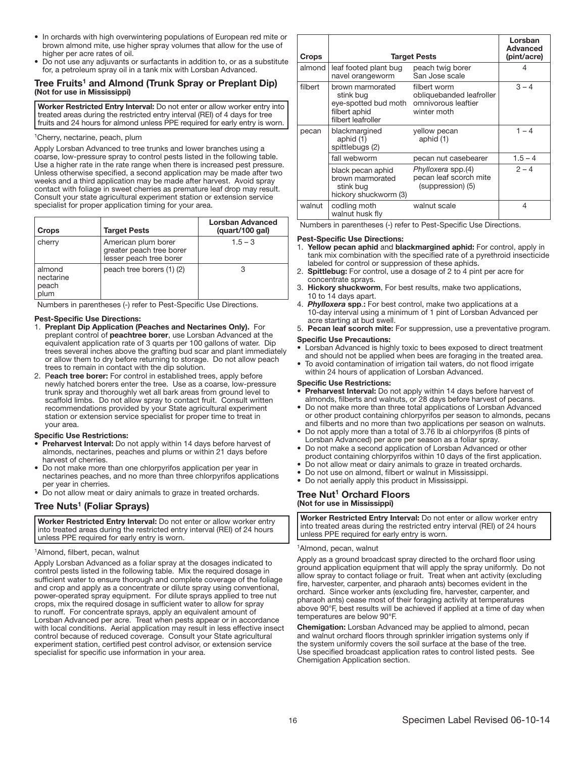- In orchards with high overwintering populations of European red mite or brown almond mite, use higher spray volumes that allow for the use of higher per acre rates of oil.
- Do not use any adjuvants or surfactants in addition to, or as a substitute for, a petroleum spray oil in a tank mix with Lorsban Advanced.

### Tree Fruits[1] and Almond (Trunk Spray or Preplant Dip)
**(Not for use in Mississippi)**

**Worker Restricted Entry Interval:** Do not enter or allow worker entry into treated areas during the restricted entry interval (REI) of 4 days for tree fruits and 24 hours for almond unless PPE required for early entry is worn.

[1]Cherry, nectarine, peach, plum

Apply Lorsban Advanced to tree trunks and lower branches using a coarse, low-pressure spray to control pests listed in the following table. Use a higher rate in the rate range when there is increased pest pressure. Unless otherwise specified, a second application may be made after two weeks and a third application may be made after harvest. Avoid spray contact with foliage in sweet cherries as premature leaf drop may result. Consult your state agricultural experiment station or extension service specialist for proper application timing for your area.

| Crops | Target Pests | Lorsban Advanced (quart/100 gal) |
|---|---|---|
| cherry | American plum borer<br>greater peach tree borer<br>lesser peach tree borer | 1.5 – 3 |
| almond<br>nectarine<br>peach<br>plum | peach tree borers (1) (2) | 3 |

Numbers in parentheses (-) refer to Pest-Specific Use Directions.

**Pest-Specific Use Directions:**

1. **Preplant Dip Application (Peaches and Nectarines Only).** For preplant control of **peachtree borer**, use Lorsban Advanced at the equivalent application rate of 3 quarts per 100 gallons of water. Dip trees several inches above the grafting bud scar and plant immediately or allow them to dry before returning to storage. Do not allow peach trees to remain in contact with the dip solution.
2. P**each tree borer:** For control in established trees, apply before newly hatched borers enter the tree. Use as a coarse, low-pressure trunk spray and thoroughly wet all bark areas from ground level to scaffold limbs. Do not allow spray to contact fruit. Consult written recommendations provided by your State agricultural experiment station or extension service specialist for proper time to treat in your area.

**Specific Use Restrictions:**

- **Preharvest Interval:** Do not apply within 14 days before harvest of almonds, nectarines, peaches and plums or within 21 days before harvest of cherries.
- Do not make more than one chlorpyrifos application per year in nectarines peaches, and no more than three chlorpyrifos applications per year in cherries.
- Do not allow meat or dairy animals to graze in treated orchards.

### Tree Nuts[1] (Foliar Sprays)

**Worker Restricted Entry Interval:** Do not enter or allow worker entry into treated areas during the restricted entry interval (REI) of 24 hours unless PPE required for early entry is worn.

[1]Almond, filbert, pecan, walnut

Apply Lorsban Advanced as a foliar spray at the dosages indicated to control pests listed in the following table. Mix the required dosage in sufficient water to ensure thorough and complete coverage of the foliage and crop and apply as a concentrate or dilute spray using conventional, power-operated spray equipment. For dilute sprays applied to tree nut crops, mix the required dosage in sufficient water to allow for spray to runoff. For concentrate sprays, apply an equivalent amount of Lorsban Advanced per acre. Treat when pests appear or in accordance with local conditions. Aerial application may result in less effective insect control because of reduced coverage. Consult your State agricultural experiment station, certified pest control advisor, or extension service specialist for specific use information in your area.

| Crops | Target Pests | | Lorsban Advanced (pint/acre) |
|---|---|---|---|
| almond | leaf footed plant bug<br>navel orangeworm | peach twig borer<br>San Jose scale | 4 |
| filbert | brown marmorated stink bug<br>eye-spotted bud moth<br>filbert aphid<br>filbert leafroller | filbert worm<br>obliquebanded leafroller<br>omnivorous leaftier<br>winter moth | 3 – 4 |
| pecan | blackmargined aphid (1)<br>spittlebugs (2) | yellow pecan aphid (1) | 1 – 4 |
| | fall webworm | pecan nut casebearer | 1.5 – 4 |
| | black pecan aphid<br>brown marmorated stink bug<br>hickory shuckworm (3) | *Phylloxera* spp.(4)<br>pecan leaf scorch mite (suppression) (5) | 2 – 4 |
| walnut | codling moth<br>walnut husk fly | walnut scale | 4 |

Numbers in parentheses (-) refer to Pest-Specific Use Directions.

**Pest-Specific Use Directions:**

1. **Yellow pecan aphid** and **blackmargined aphid:** For control, apply in tank mix combination with the specified rate of a pyrethroid insecticide labeled for control or suppression of these aphids.
2. **Spittlebug:** For control, use a dosage of 2 to 4 pint per acre for concentrate sprays.
3. **Hickory shuckworm**, For best results, make two applications, 10 to 14 days apart.
4. ***Phylloxera* spp.:** For best control, make two applications at a 10-day interval using a minimum of 1 pint of Lorsban Advanced per acre starting at bud swell.
5. **Pecan leaf scorch mite:** For suppression, use a preventative program.

**Specific Use Precautions:**

- Lorsban Advanced is highly toxic to bees exposed to direct treatment and should not be applied when bees are foraging in the treated area.
- To avoid contamination of irrigation tail waters, do not flood irrigate within 24 hours of application of Lorsban Advanced.

**Specific Use Restrictions:**

- **Preharvest Interval:** Do not apply within 14 days before harvest of almonds, filberts and walnuts, or 28 days before harvest of pecans.
- Do not make more than three total applications of Lorsban Advanced or other product containing chlorpyrifos per season to almonds, pecans and filberts and no more than two applications per season on walnuts.
- Do not apply more than a total of 3.76 lb ai chlorpyrifos (8 pints of Lorsban Advanced) per acre per season as a foliar spray.
- Do not make a second application of Lorsban Advanced or other product containing chlorpyrifos within 10 days of the first application.
- Do not allow meat or dairy animals to graze in treated orchards.
- Do not use on almond, filbert or walnut in Mississippi.
- Do not aerially apply this product in Mississippi.

### Tree Nut[1] Orchard Floors
**(Not for use in Mississippi)**

**Worker Restricted Entry Interval:** Do not enter or allow worker entry into treated areas during the restricted entry interval (REI) of 24 hours unless PPE required for early entry is worn.

[1]Almond, pecan, walnut

Apply as a ground broadcast spray directed to the orchard floor using ground application equipment that will apply the spray uniformly. Do not allow spray to contact foliage or fruit. Treat when ant activity (excluding fire, harvester, carpenter, and pharaoh ants) becomes evident in the orchard. Since worker ants (excluding fire, harvester, carpenter, and pharaoh ants) cease most of their foraging activity at temperatures above 90°F, best results will be achieved if applied at a time of day when temperatures are below 90°F.

**Chemigation:** Lorsban Advanced may be applied to almond, pecan and walnut orchard floors through sprinkler irrigation systems only if the system uniformly covers the soil surface at the base of the tree. Use specified broadcast application rates to control listed pests. See Chemigation Application section.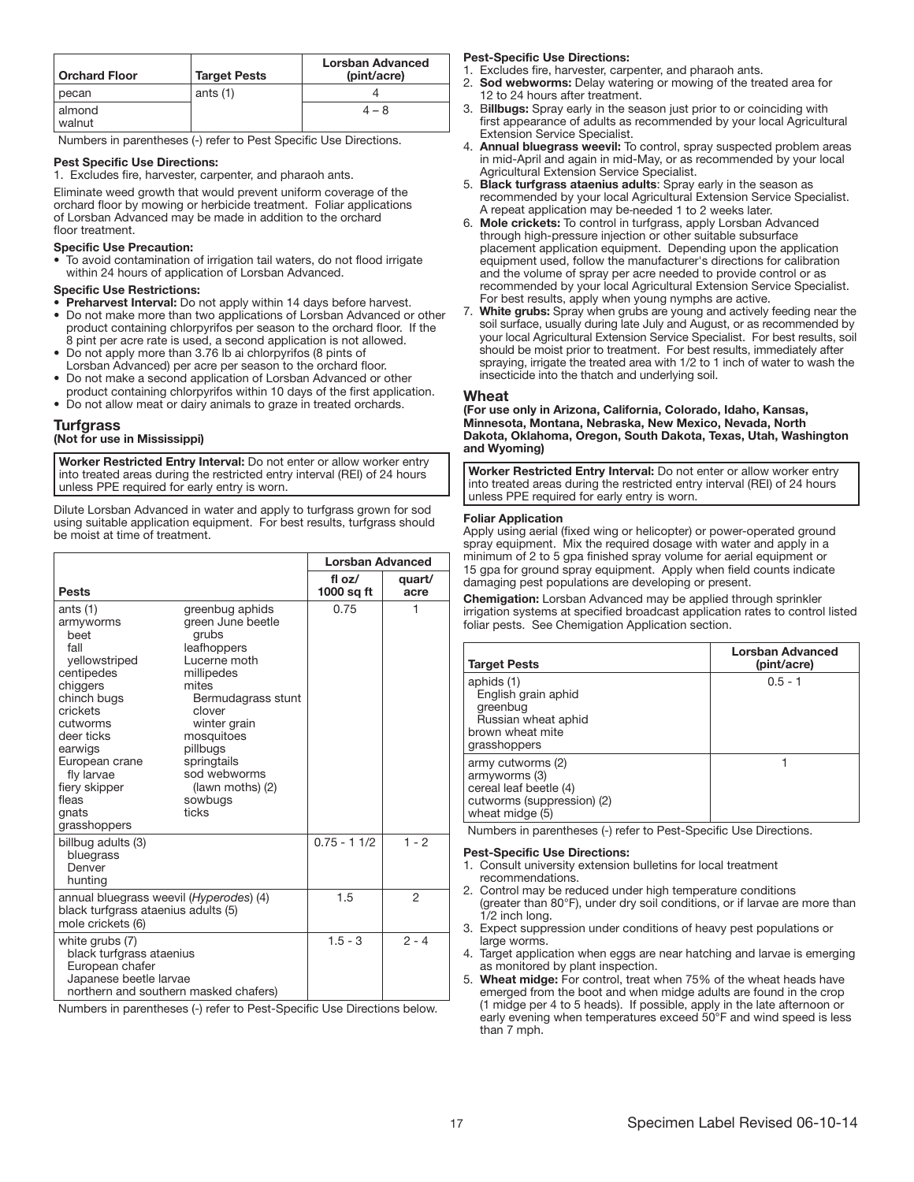| Orchard Floor | Target Pests | Lorsban Advanced (pint/acre) |
|---|---|---|
| pecan | ants (1) | 4 |
| almond<br>walnut | | 4 – 8 |

Numbers in parentheses (-) refer to Pest Specific Use Directions.

**Pest Specific Use Directions:**

1. Excludes fire, harvester, carpenter, and pharaoh ants.

Eliminate weed growth that would prevent uniform coverage of the orchard floor by mowing or herbicide treatment. Foliar applications of Lorsban Advanced may be made in addition to the orchard floor treatment.

**Specific Use Precaution:**

- To avoid contamination of irrigation tail waters, do not flood irrigate within 24 hours of application of Lorsban Advanced.

**Specific Use Restrictions:**

- **Preharvest Interval:** Do not apply within 14 days before harvest.
- Do not make more than two applications of Lorsban Advanced or other product containing chlorpyrifos per season to the orchard floor. If the 8 pint per acre rate is used, a second application is not allowed.
- Do not apply more than 3.76 lb ai chlorpyrifos (8 pints of Lorsban Advanced) per acre per season to the orchard floor.
- Do not make a second application of Lorsban Advanced or other product containing chlorpyrifos within 10 days of the first application.
- Do not allow meat or dairy animals to graze in treated orchards.

## Turfgrass

**(Not for use in Mississippi)**

**Worker Restricted Entry Interval:** Do not enter or allow worker entry into treated areas during the restricted entry interval (REI) of 24 hours unless PPE required for early entry is worn.

Dilute Lorsban Advanced in water and apply to turfgrass grown for sod using suitable application equipment. For best results, turfgrass should be moist at time of treatment.

| Pests | | Lorsban Advanced | |
|---|---|---|---|
| | | fl oz/ 1000 sq ft | quart/ acre |
| ants (1)<br>armyworms<br>beet<br>fall<br>yellowstriped<br>centipedes<br>chiggers<br>chinch bugs<br>crickets<br>cutworms<br>deer ticks<br>earwigs<br>European crane fly larvae<br>fiery skipper<br>fleas<br>gnats<br>grasshoppers | greenbug aphids<br>green June beetle grubs<br>leafhoppers<br>Lucerne moth<br>millipedes<br>mites<br>Bermudagrass stunt<br>clover<br>winter grain<br>mosquitoes<br>pillbugs<br>springtails<br>sod webworms (lawn moths) (2)<br>sowbugs<br>ticks | 0.75 | 1 |
| billbug adults (3)<br>bluegrass<br>Denver<br>hunting | | 0.75 - 1 1/2 | 1 - 2 |
| annual bluegrass weevil (*Hyperodes*) (4)<br>black turfgrass ataenius adults (5)<br>mole crickets (6) | | 1.5 | 2 |
| white grubs (7)<br>black turfgrass ataenius<br>European chafer<br>Japanese beetle larvae<br>northern and southern masked chafers) | | 1.5 - 3 | 2 - 4 |

Numbers in parentheses (-) refer to Pest-Specific Use Directions below.

**Pest-Specific Use Directions:**

1. Excludes fire, harvester, carpenter, and pharaoh ants.
2. **Sod webworms:** Delay watering or mowing of the treated area for 12 to 24 hours after treatment.
3. B**illbugs:** Spray early in the season just prior to or coinciding with first appearance of adults as recommended by your local Agricultural Extension Service Specialist.
4. **Annual bluegrass weevil:** To control, spray suspected problem areas in mid-April and again in mid-May, or as recommended by your local Agricultural Extension Service Specialist.
5. **Black turfgrass ataenius adults**: Spray early in the season as recommended by your local Agricultural Extension Service Specialist. A repeat application may be-needed 1 to 2 weeks later.
6. **Mole crickets:** To control in turfgrass, apply Lorsban Advanced through high-pressure injection or other suitable subsurface placement application equipment. Depending upon the application equipment used, follow the manufacturer's directions for calibration and the volume of spray per acre needed to provide control or as recommended by your local Agricultural Extension Service Specialist. For best results, apply when young nymphs are active.
7. **White grubs:** Spray when grubs are young and actively feeding near the soil surface, usually during late July and August, or as recommended by your local Agricultural Extension Service Specialist. For best results, soil should be moist prior to treatment. For best results, immediately after spraying, irrigate the treated area with 1/2 to 1 inch of water to wash the insecticide into the thatch and underlying soil.

## Wheat

**(For use only in Arizona, California, Colorado, Idaho, Kansas, Minnesota, Montana, Nebraska, New Mexico, Nevada, North Dakota, Oklahoma, Oregon, South Dakota, Texas, Utah, Washington and Wyoming)**

**Worker Restricted Entry Interval:** Do not enter or allow worker entry into treated areas during the restricted entry interval (REI) of 24 hours unless PPE required for early entry is worn.

**Foliar Application**

Apply using aerial (fixed wing or helicopter) or power-operated ground spray equipment. Mix the required dosage with water and apply in a minimum of 2 to 5 gpa finished spray volume for aerial equipment or 15 gpa for ground spray equipment. Apply when field counts indicate damaging pest populations are developing or present.

**Chemigation:** Lorsban Advanced may be applied through sprinkler irrigation systems at specified broadcast application rates to control listed foliar pests. See Chemigation Application section.

| Target Pests | Lorsban Advanced (pint/acre) |
|---|---|
| aphids (1)<br>English grain aphid<br>greenbug<br>Russian wheat aphid<br>brown wheat mite<br>grasshoppers | 0.5 - 1 |
| army cutworms (2)<br>armyworms (3)<br>cereal leaf beetle (4)<br>cutworms (suppression) (2)<br>wheat midge (5) | 1 |

Numbers in parentheses (-) refer to Pest-Specific Use Directions.

**Pest-Specific Use Directions:**

1. Consult university extension bulletins for local treatment recommendations.
2. Control may be reduced under high temperature conditions (greater than 80°F), under dry soil conditions, or if larvae are more than 1/2 inch long.
3. Expect suppression under conditions of heavy pest populations or large worms.
4. Target application when eggs are near hatching and larvae is emerging as monitored by plant inspection.
5. **Wheat midge:** For control, treat when 75% of the wheat heads have emerged from the boot and when midge adults are found in the crop (1 midge per 4 to 5 heads). If possible, apply in the late afternoon or early evening when temperatures exceed 50°F and wind speed is less than 7 mph.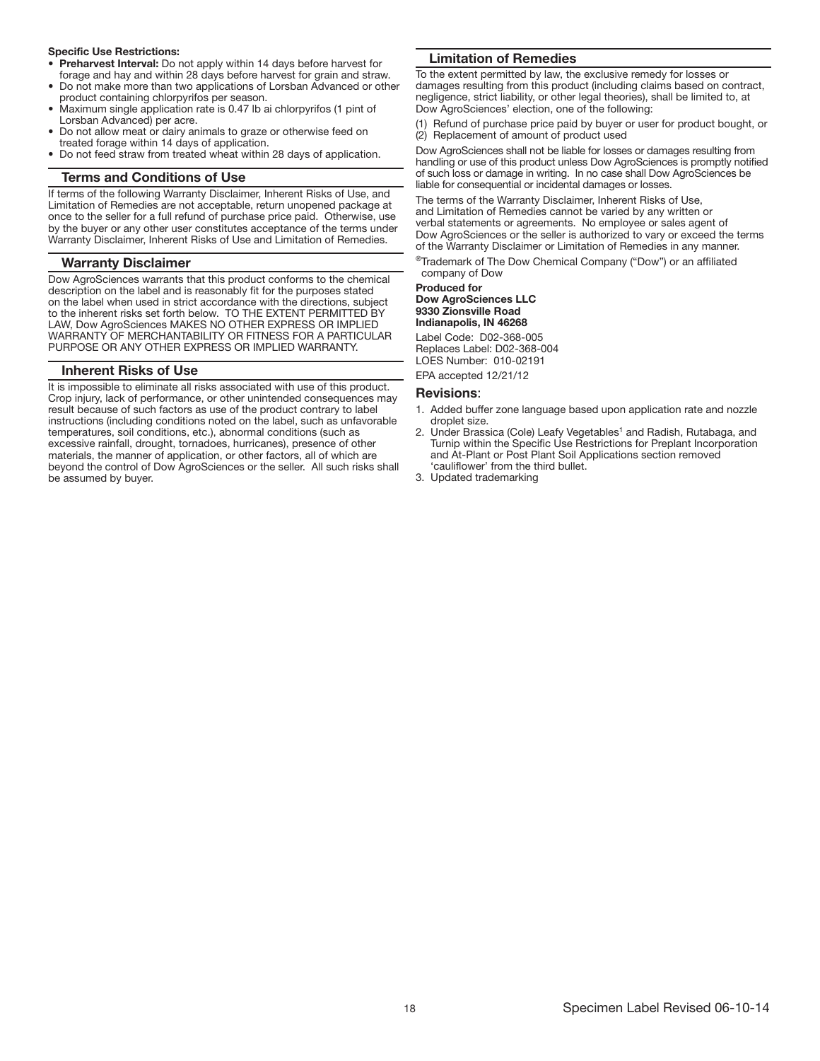**Specific Use Restrictions:**

- **Preharvest Interval:** Do not apply within 14 days before harvest for forage and hay and within 28 days before harvest for grain and straw.
- Do not make more than two applications of Lorsban Advanced or other product containing chlorpyrifos per season.
- Maximum single application rate is 0.47 lb ai chlorpyrifos (1 pint of Lorsban Advanced) per acre.
- Do not allow meat or dairy animals to graze or otherwise feed on treated forage within 14 days of application.
- Do not feed straw from treated wheat within 28 days of application.

## Terms and Conditions of Use

If terms of the following Warranty Disclaimer, Inherent Risks of Use, and Limitation of Remedies are not acceptable, return unopened package at once to the seller for a full refund of purchase price paid. Otherwise, use by the buyer or any other user constitutes acceptance of the terms under Warranty Disclaimer, Inherent Risks of Use and Limitation of Remedies.

## Warranty Disclaimer

Dow AgroSciences warrants that this product conforms to the chemical description on the label and is reasonably fit for the purposes stated on the label when used in strict accordance with the directions, subject to the inherent risks set forth below. TO THE EXTENT PERMITTED BY LAW, Dow AgroSciences MAKES NO OTHER EXPRESS OR IMPLIED WARRANTY OF MERCHANTABILITY OR FITNESS FOR A PARTICULAR PURPOSE OR ANY OTHER EXPRESS OR IMPLIED WARRANTY.

## Inherent Risks of Use

It is impossible to eliminate all risks associated with use of this product. Crop injury, lack of performance, or other unintended consequences may result because of such factors as use of the product contrary to label instructions (including conditions noted on the label, such as unfavorable temperatures, soil conditions, etc.), abnormal conditions (such as excessive rainfall, drought, tornadoes, hurricanes), presence of other materials, the manner of application, or other factors, all of which are beyond the control of Dow AgroSciences or the seller. All such risks shall be assumed by buyer.

## Limitation of Remedies

To the extent permitted by law, the exclusive remedy for losses or damages resulting from this product (including claims based on contract, negligence, strict liability, or other legal theories), shall be limited to, at Dow AgroSciences' election, one of the following:

(1) Refund of purchase price paid by buyer or user for product bought, or
(2) Replacement of amount of product used

Dow AgroSciences shall not be liable for losses or damages resulting from handling or use of this product unless Dow AgroSciences is promptly notified of such loss or damage in writing. In no case shall Dow AgroSciences be liable for consequential or incidental damages or losses.

The terms of the Warranty Disclaimer, Inherent Risks of Use, and Limitation of Remedies cannot be varied by any written or verbal statements or agreements. No employee or sales agent of Dow AgroSciences or the seller is authorized to vary or exceed the terms of the Warranty Disclaimer or Limitation of Remedies in any manner.

®Trademark of The Dow Chemical Company ("Dow") or an affiliated company of Dow

**Produced for**
**Dow AgroSciences LLC**
**9330 Zionsville Road**
**Indianapolis, IN 46268**

Label Code: D02-368-005
Replaces Label: D02-368-004
LOES Number: 010-02191

EPA accepted 12/21/12

### Revisions:

1. Added buffer zone language based upon application rate and nozzle droplet size.
2. Under Brassica (Cole) Leafy Vegetables[1] and Radish, Rutabaga, and Turnip within the Specific Use Restrictions for Preplant Incorporation and At-Plant or Post Plant Soil Applications section removed 'cauliflower' from the third bullet.
3. Updated trademarking

Specimen Label Revised 06-10-14